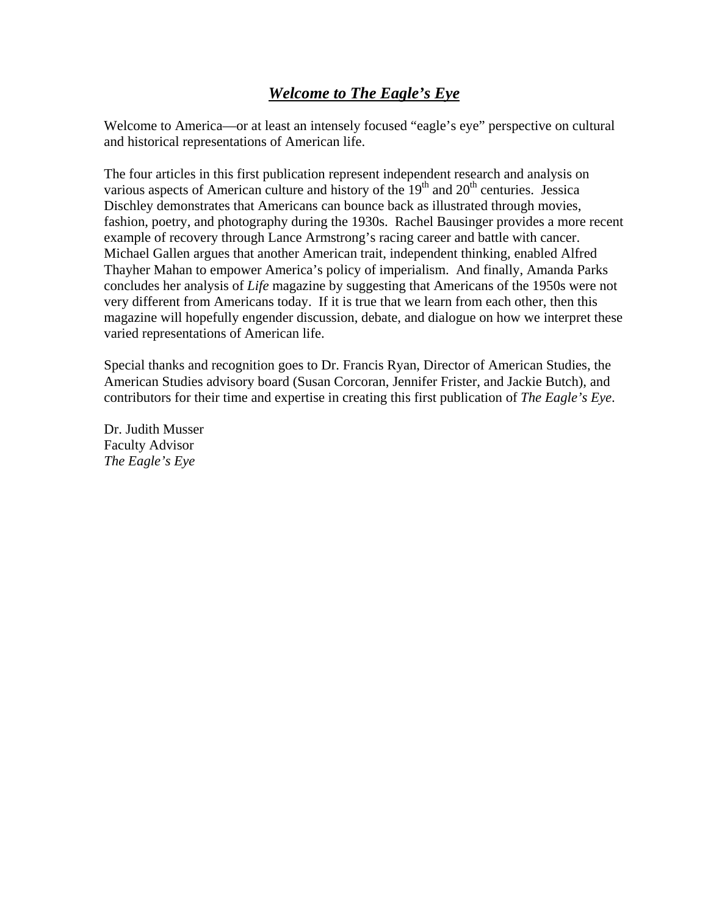# ***Welcome to The Eagle's Eye***

Welcome to America—or at least an intensely focused "eagle's eye" perspective on cultural and historical representations of American life.

The four articles in this first publication represent independent research and analysis on various aspects of American culture and history of the 19th and 20th centuries. Jessica Dischley demonstrates that Americans can bounce back as illustrated through movies, fashion, poetry, and photography during the 1930s. Rachel Bausinger provides a more recent example of recovery through Lance Armstrong's racing career and battle with cancer. Michael Gallen argues that another American trait, independent thinking, enabled Alfred Thayher Mahan to empower America's policy of imperialism. And finally, Amanda Parks concludes her analysis of *Life* magazine by suggesting that Americans of the 1950s were not very different from Americans today. If it is true that we learn from each other, then this magazine will hopefully engender discussion, debate, and dialogue on how we interpret these varied representations of American life.

Special thanks and recognition goes to Dr. Francis Ryan, Director of American Studies, the American Studies advisory board (Susan Corcoran, Jennifer Frister, and Jackie Butch), and contributors for their time and expertise in creating this first publication of *The Eagle's Eye*.

Dr. Judith Musser
Faculty Advisor
*The Eagle's Eye*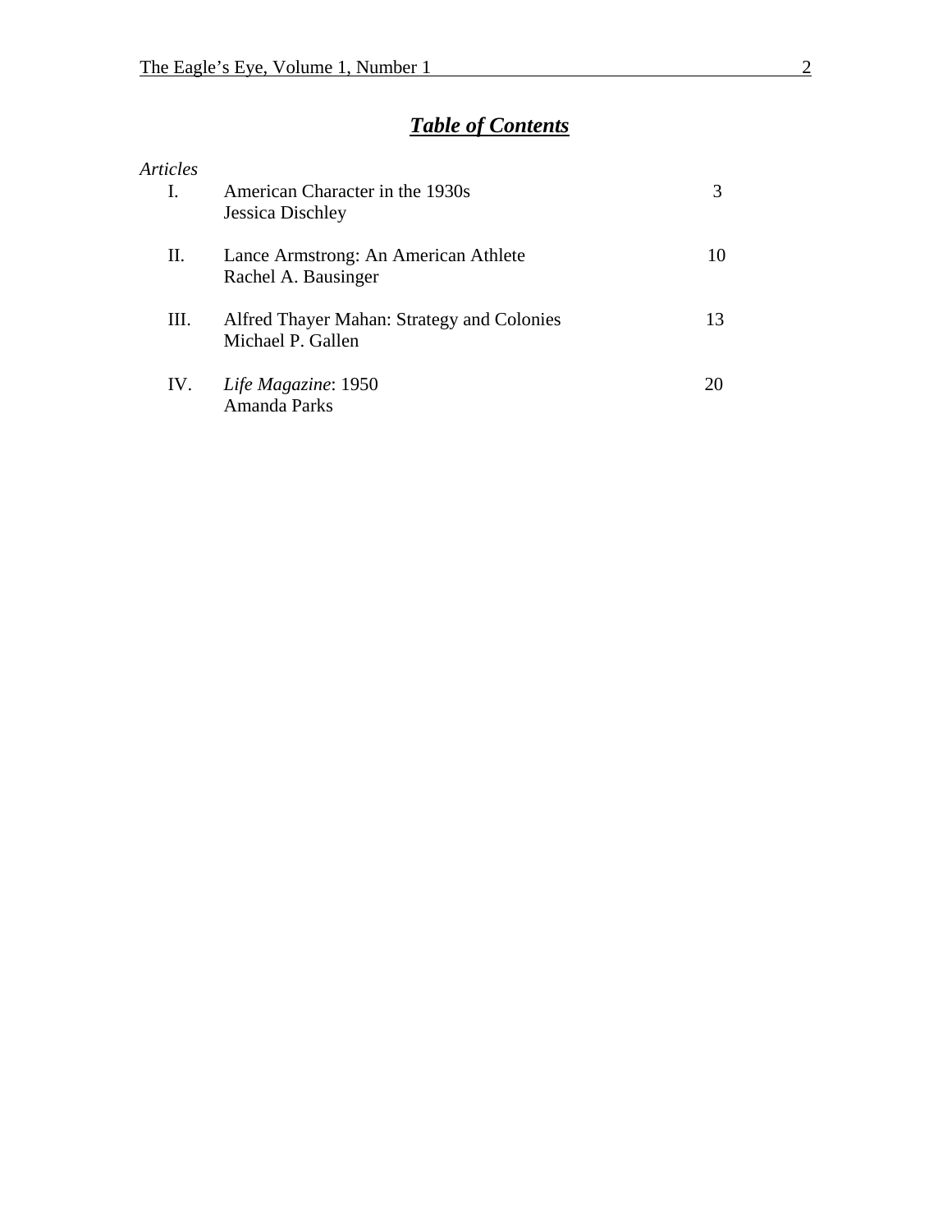# ***Table of Contents***

*Articles*

| | | |
|---|---|---|
| I. | American Character in the 1930s<br>Jessica Dischley | 3 |
| II. | Lance Armstrong: An American Athlete<br>Rachel A. Bausinger | 10 |
| III. | Alfred Thayer Mahan: Strategy and Colonies<br>Michael P. Gallen | 13 |
| IV. | *Life Magazine*: 1950<br>Amanda Parks | 20 |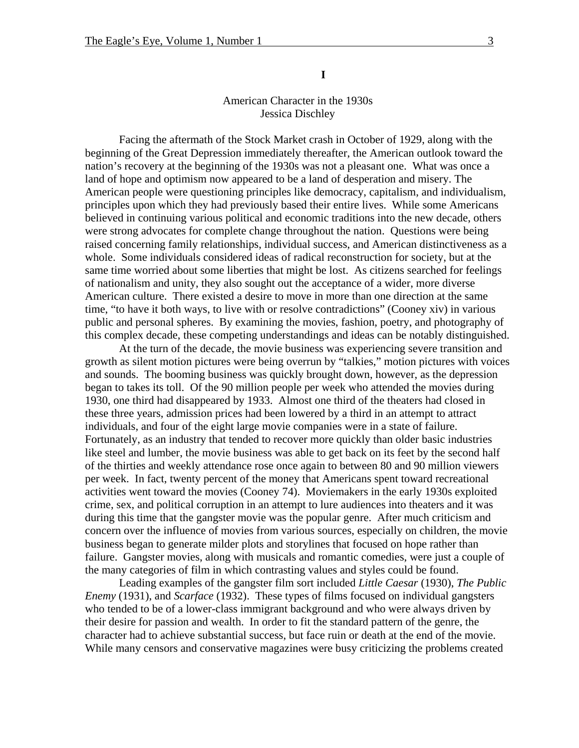# I

## American Character in the 1930s
Jessica Dischley

Facing the aftermath of the Stock Market crash in October of 1929, along with the beginning of the Great Depression immediately thereafter, the American outlook toward the nation's recovery at the beginning of the 1930s was not a pleasant one. What was once a land of hope and optimism now appeared to be a land of desperation and misery. The American people were questioning principles like democracy, capitalism, and individualism, principles upon which they had previously based their entire lives. While some Americans believed in continuing various political and economic traditions into the new decade, others were strong advocates for complete change throughout the nation. Questions were being raised concerning family relationships, individual success, and American distinctiveness as a whole. Some individuals considered ideas of radical reconstruction for society, but at the same time worried about some liberties that might be lost. As citizens searched for feelings of nationalism and unity, they also sought out the acceptance of a wider, more diverse American culture. There existed a desire to move in more than one direction at the same time, "to have it both ways, to live with or resolve contradictions" (Cooney xiv) in various public and personal spheres. By examining the movies, fashion, poetry, and photography of this complex decade, these competing understandings and ideas can be notably distinguished.

At the turn of the decade, the movie business was experiencing severe transition and growth as silent motion pictures were being overrun by "talkies," motion pictures with voices and sounds. The booming business was quickly brought down, however, as the depression began to takes its toll. Of the 90 million people per week who attended the movies during 1930, one third had disappeared by 1933. Almost one third of the theaters had closed in these three years, admission prices had been lowered by a third in an attempt to attract individuals, and four of the eight large movie companies were in a state of failure. Fortunately, as an industry that tended to recover more quickly than older basic industries like steel and lumber, the movie business was able to get back on its feet by the second half of the thirties and weekly attendance rose once again to between 80 and 90 million viewers per week. In fact, twenty percent of the money that Americans spent toward recreational activities went toward the movies (Cooney 74). Moviemakers in the early 1930s exploited crime, sex, and political corruption in an attempt to lure audiences into theaters and it was during this time that the gangster movie was the popular genre. After much criticism and concern over the influence of movies from various sources, especially on children, the movie business began to generate milder plots and storylines that focused on hope rather than failure. Gangster movies, along with musicals and romantic comedies, were just a couple of the many categories of film in which contrasting values and styles could be found.

Leading examples of the gangster film sort included *Little Caesar* (1930), *The Public Enemy* (1931), and *Scarface* (1932). These types of films focused on individual gangsters who tended to be of a lower-class immigrant background and who were always driven by their desire for passion and wealth. In order to fit the standard pattern of the genre, the character had to achieve substantial success, but face ruin or death at the end of the movie. While many censors and conservative magazines were busy criticizing the problems created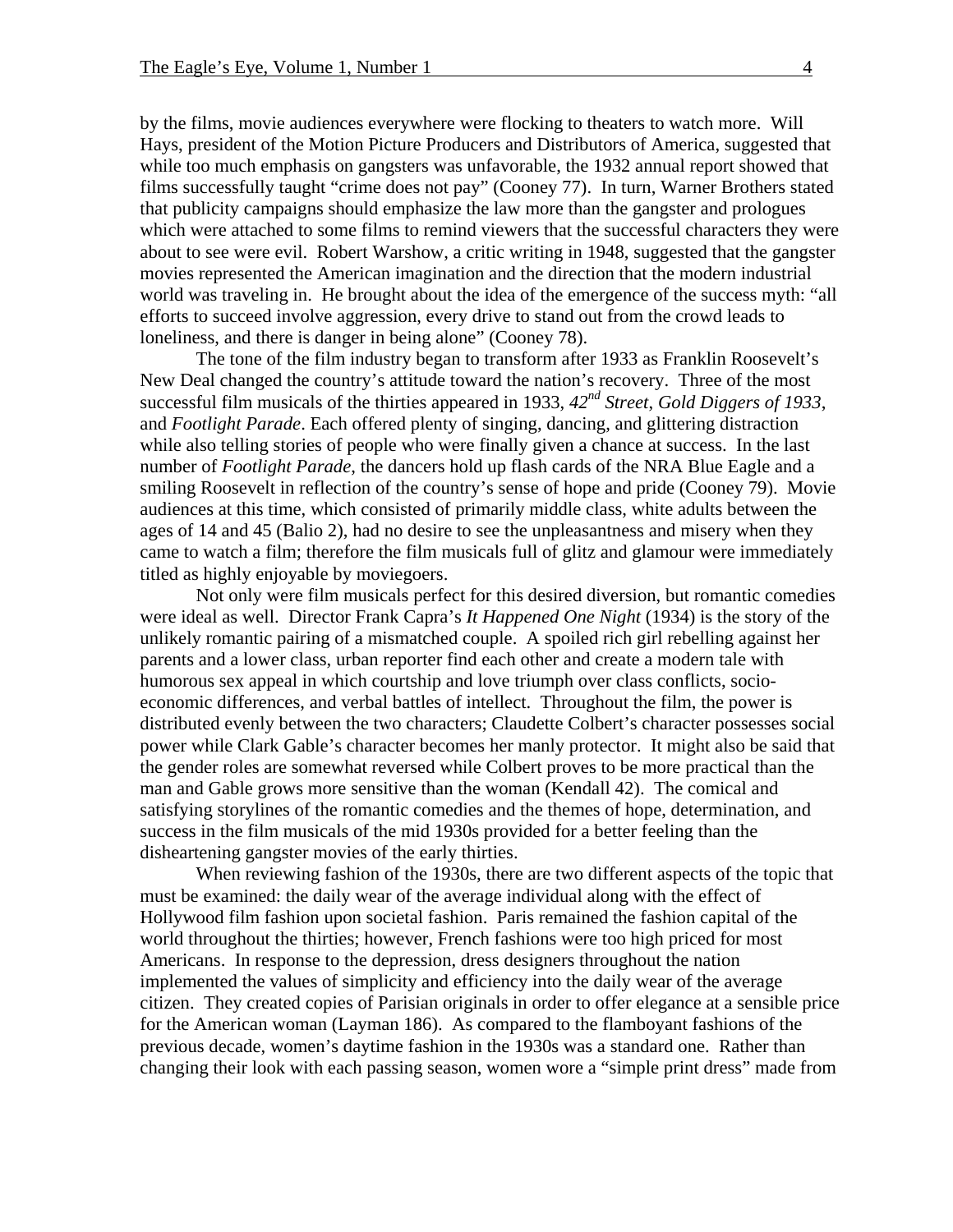by the films, movie audiences everywhere were flocking to theaters to watch more. Will Hays, president of the Motion Picture Producers and Distributors of America, suggested that while too much emphasis on gangsters was unfavorable, the 1932 annual report showed that films successfully taught "crime does not pay" (Cooney 77). In turn, Warner Brothers stated that publicity campaigns should emphasize the law more than the gangster and prologues which were attached to some films to remind viewers that the successful characters they were about to see were evil. Robert Warshow, a critic writing in 1948, suggested that the gangster movies represented the American imagination and the direction that the modern industrial world was traveling in. He brought about the idea of the emergence of the success myth: "all efforts to succeed involve aggression, every drive to stand out from the crowd leads to loneliness, and there is danger in being alone" (Cooney 78).

The tone of the film industry began to transform after 1933 as Franklin Roosevelt's New Deal changed the country's attitude toward the nation's recovery. Three of the most successful film musicals of the thirties appeared in 1933, *42nd Street*, *Gold Diggers of 1933*, and *Footlight Parade*. Each offered plenty of singing, dancing, and glittering distraction while also telling stories of people who were finally given a chance at success. In the last number of *Footlight Parade*, the dancers hold up flash cards of the NRA Blue Eagle and a smiling Roosevelt in reflection of the country's sense of hope and pride (Cooney 79). Movie audiences at this time, which consisted of primarily middle class, white adults between the ages of 14 and 45 (Balio 2), had no desire to see the unpleasantness and misery when they came to watch a film; therefore the film musicals full of glitz and glamour were immediately titled as highly enjoyable by moviegoers.

Not only were film musicals perfect for this desired diversion, but romantic comedies were ideal as well. Director Frank Capra's *It Happened One Night* (1934) is the story of the unlikely romantic pairing of a mismatched couple. A spoiled rich girl rebelling against her parents and a lower class, urban reporter find each other and create a modern tale with humorous sex appeal in which courtship and love triumph over class conflicts, socio-economic differences, and verbal battles of intellect. Throughout the film, the power is distributed evenly between the two characters; Claudette Colbert's character possesses social power while Clark Gable's character becomes her manly protector. It might also be said that the gender roles are somewhat reversed while Colbert proves to be more practical than the man and Gable grows more sensitive than the woman (Kendall 42). The comical and satisfying storylines of the romantic comedies and the themes of hope, determination, and success in the film musicals of the mid 1930s provided for a better feeling than the disheartening gangster movies of the early thirties.

When reviewing fashion of the 1930s, there are two different aspects of the topic that must be examined: the daily wear of the average individual along with the effect of Hollywood film fashion upon societal fashion. Paris remained the fashion capital of the world throughout the thirties; however, French fashions were too high priced for most Americans. In response to the depression, dress designers throughout the nation implemented the values of simplicity and efficiency into the daily wear of the average citizen. They created copies of Parisian originals in order to offer elegance at a sensible price for the American woman (Layman 186). As compared to the flamboyant fashions of the previous decade, women's daytime fashion in the 1930s was a standard one. Rather than changing their look with each passing season, women wore a "simple print dress" made from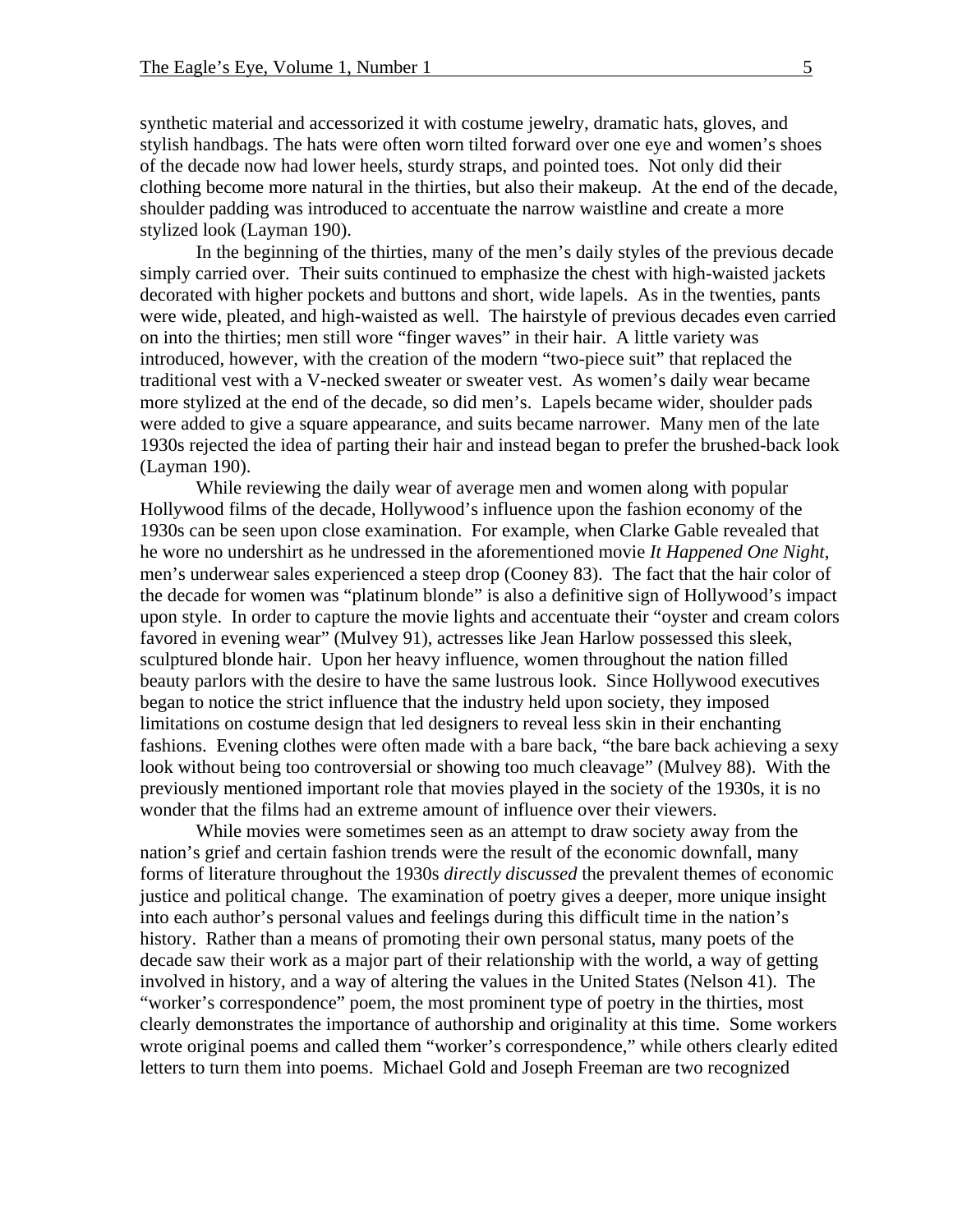synthetic material and accessorized it with costume jewelry, dramatic hats, gloves, and stylish handbags. The hats were often worn tilted forward over one eye and women's shoes of the decade now had lower heels, sturdy straps, and pointed toes. Not only did their clothing become more natural in the thirties, but also their makeup. At the end of the decade, shoulder padding was introduced to accentuate the narrow waistline and create a more stylized look (Layman 190).

In the beginning of the thirties, many of the men's daily styles of the previous decade simply carried over. Their suits continued to emphasize the chest with high-waisted jackets decorated with higher pockets and buttons and short, wide lapels. As in the twenties, pants were wide, pleated, and high-waisted as well. The hairstyle of previous decades even carried on into the thirties; men still wore "finger waves" in their hair. A little variety was introduced, however, with the creation of the modern "two-piece suit" that replaced the traditional vest with a V-necked sweater or sweater vest. As women's daily wear became more stylized at the end of the decade, so did men's. Lapels became wider, shoulder pads were added to give a square appearance, and suits became narrower. Many men of the late 1930s rejected the idea of parting their hair and instead began to prefer the brushed-back look (Layman 190).

While reviewing the daily wear of average men and women along with popular Hollywood films of the decade, Hollywood's influence upon the fashion economy of the 1930s can be seen upon close examination. For example, when Clarke Gable revealed that he wore no undershirt as he undressed in the aforementioned movie *It Happened One Night*, men's underwear sales experienced a steep drop (Cooney 83). The fact that the hair color of the decade for women was "platinum blonde" is also a definitive sign of Hollywood's impact upon style. In order to capture the movie lights and accentuate their "oyster and cream colors favored in evening wear" (Mulvey 91), actresses like Jean Harlow possessed this sleek, sculptured blonde hair. Upon her heavy influence, women throughout the nation filled beauty parlors with the desire to have the same lustrous look. Since Hollywood executives began to notice the strict influence that the industry held upon society, they imposed limitations on costume design that led designers to reveal less skin in their enchanting fashions. Evening clothes were often made with a bare back, "the bare back achieving a sexy look without being too controversial or showing too much cleavage" (Mulvey 88). With the previously mentioned important role that movies played in the society of the 1930s, it is no wonder that the films had an extreme amount of influence over their viewers.

While movies were sometimes seen as an attempt to draw society away from the nation's grief and certain fashion trends were the result of the economic downfall, many forms of literature throughout the 1930s *directly discussed* the prevalent themes of economic justice and political change. The examination of poetry gives a deeper, more unique insight into each author's personal values and feelings during this difficult time in the nation's history. Rather than a means of promoting their own personal status, many poets of the decade saw their work as a major part of their relationship with the world, a way of getting involved in history, and a way of altering the values in the United States (Nelson 41). The "worker's correspondence" poem, the most prominent type of poetry in the thirties, most clearly demonstrates the importance of authorship and originality at this time. Some workers wrote original poems and called them "worker's correspondence," while others clearly edited letters to turn them into poems. Michael Gold and Joseph Freeman are two recognized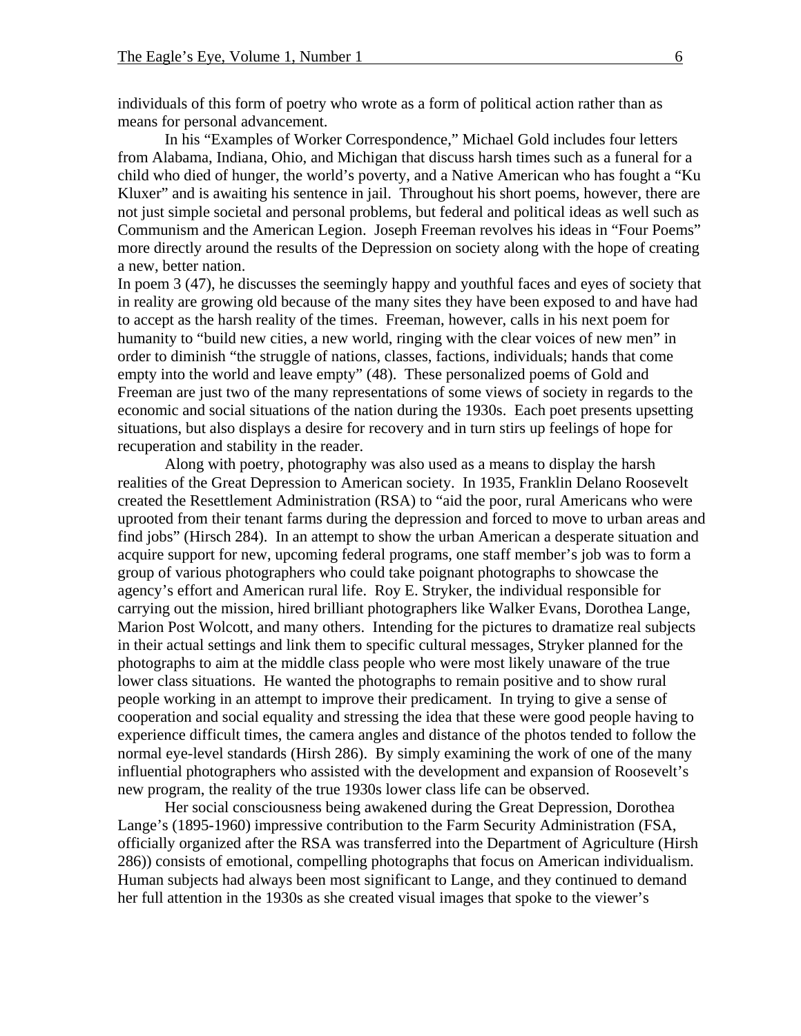individuals of this form of poetry who wrote as a form of political action rather than as means for personal advancement.

In his "Examples of Worker Correspondence," Michael Gold includes four letters from Alabama, Indiana, Ohio, and Michigan that discuss harsh times such as a funeral for a child who died of hunger, the world's poverty, and a Native American who has fought a "Ku Kluxer" and is awaiting his sentence in jail. Throughout his short poems, however, there are not just simple societal and personal problems, but federal and political ideas as well such as Communism and the American Legion. Joseph Freeman revolves his ideas in "Four Poems" more directly around the results of the Depression on society along with the hope of creating a new, better nation.

In poem 3 (47), he discusses the seemingly happy and youthful faces and eyes of society that in reality are growing old because of the many sites they have been exposed to and have had to accept as the harsh reality of the times. Freeman, however, calls in his next poem for humanity to "build new cities, a new world, ringing with the clear voices of new men" in order to diminish "the struggle of nations, classes, factions, individuals; hands that come empty into the world and leave empty" (48). These personalized poems of Gold and Freeman are just two of the many representations of some views of society in regards to the economic and social situations of the nation during the 1930s. Each poet presents upsetting situations, but also displays a desire for recovery and in turn stirs up feelings of hope for recuperation and stability in the reader.

Along with poetry, photography was also used as a means to display the harsh realities of the Great Depression to American society. In 1935, Franklin Delano Roosevelt created the Resettlement Administration (RSA) to "aid the poor, rural Americans who were uprooted from their tenant farms during the depression and forced to move to urban areas and find jobs" (Hirsch 284). In an attempt to show the urban American a desperate situation and acquire support for new, upcoming federal programs, one staff member's job was to form a group of various photographers who could take poignant photographs to showcase the agency's effort and American rural life. Roy E. Stryker, the individual responsible for carrying out the mission, hired brilliant photographers like Walker Evans, Dorothea Lange, Marion Post Wolcott, and many others. Intending for the pictures to dramatize real subjects in their actual settings and link them to specific cultural messages, Stryker planned for the photographs to aim at the middle class people who were most likely unaware of the true lower class situations. He wanted the photographs to remain positive and to show rural people working in an attempt to improve their predicament. In trying to give a sense of cooperation and social equality and stressing the idea that these were good people having to experience difficult times, the camera angles and distance of the photos tended to follow the normal eye-level standards (Hirsh 286). By simply examining the work of one of the many influential photographers who assisted with the development and expansion of Roosevelt's new program, the reality of the true 1930s lower class life can be observed.

Her social consciousness being awakened during the Great Depression, Dorothea Lange's (1895-1960) impressive contribution to the Farm Security Administration (FSA, officially organized after the RSA was transferred into the Department of Agriculture (Hirsh 286)) consists of emotional, compelling photographs that focus on American individualism. Human subjects had always been most significant to Lange, and they continued to demand her full attention in the 1930s as she created visual images that spoke to the viewer's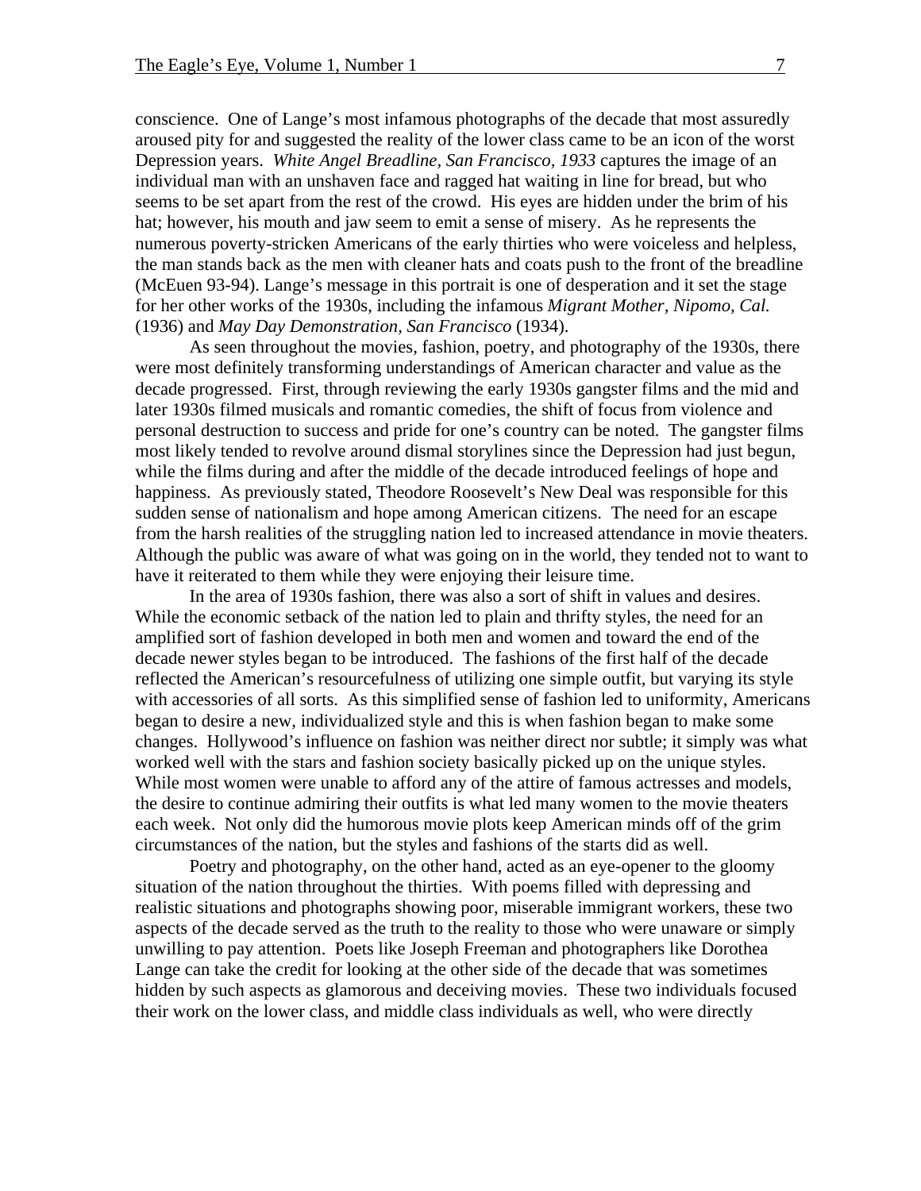conscience. One of Lange's most infamous photographs of the decade that most assuredly aroused pity for and suggested the reality of the lower class came to be an icon of the worst Depression years. *White Angel Breadline, San Francisco, 1933* captures the image of an individual man with an unshaven face and ragged hat waiting in line for bread, but who seems to be set apart from the rest of the crowd. His eyes are hidden under the brim of his hat; however, his mouth and jaw seem to emit a sense of misery. As he represents the numerous poverty-stricken Americans of the early thirties who were voiceless and helpless, the man stands back as the men with cleaner hats and coats push to the front of the breadline (McEuen 93-94). Lange's message in this portrait is one of desperation and it set the stage for her other works of the 1930s, including the infamous *Migrant Mother, Nipomo, Cal.* (1936) and *May Day Demonstration, San Francisco* (1934).

As seen throughout the movies, fashion, poetry, and photography of the 1930s, there were most definitely transforming understandings of American character and value as the decade progressed. First, through reviewing the early 1930s gangster films and the mid and later 1930s filmed musicals and romantic comedies, the shift of focus from violence and personal destruction to success and pride for one's country can be noted. The gangster films most likely tended to revolve around dismal storylines since the Depression had just begun, while the films during and after the middle of the decade introduced feelings of hope and happiness. As previously stated, Theodore Roosevelt's New Deal was responsible for this sudden sense of nationalism and hope among American citizens. The need for an escape from the harsh realities of the struggling nation led to increased attendance in movie theaters. Although the public was aware of what was going on in the world, they tended not to want to have it reiterated to them while they were enjoying their leisure time.

In the area of 1930s fashion, there was also a sort of shift in values and desires. While the economic setback of the nation led to plain and thrifty styles, the need for an amplified sort of fashion developed in both men and women and toward the end of the decade newer styles began to be introduced. The fashions of the first half of the decade reflected the American's resourcefulness of utilizing one simple outfit, but varying its style with accessories of all sorts. As this simplified sense of fashion led to uniformity, Americans began to desire a new, individualized style and this is when fashion began to make some changes. Hollywood's influence on fashion was neither direct nor subtle; it simply was what worked well with the stars and fashion society basically picked up on the unique styles. While most women were unable to afford any of the attire of famous actresses and models, the desire to continue admiring their outfits is what led many women to the movie theaters each week. Not only did the humorous movie plots keep American minds off of the grim circumstances of the nation, but the styles and fashions of the starts did as well.

Poetry and photography, on the other hand, acted as an eye-opener to the gloomy situation of the nation throughout the thirties. With poems filled with depressing and realistic situations and photographs showing poor, miserable immigrant workers, these two aspects of the decade served as the truth to the reality to those who were unaware or simply unwilling to pay attention. Poets like Joseph Freeman and photographers like Dorothea Lange can take the credit for looking at the other side of the decade that was sometimes hidden by such aspects as glamorous and deceiving movies. These two individuals focused their work on the lower class, and middle class individuals as well, who were directly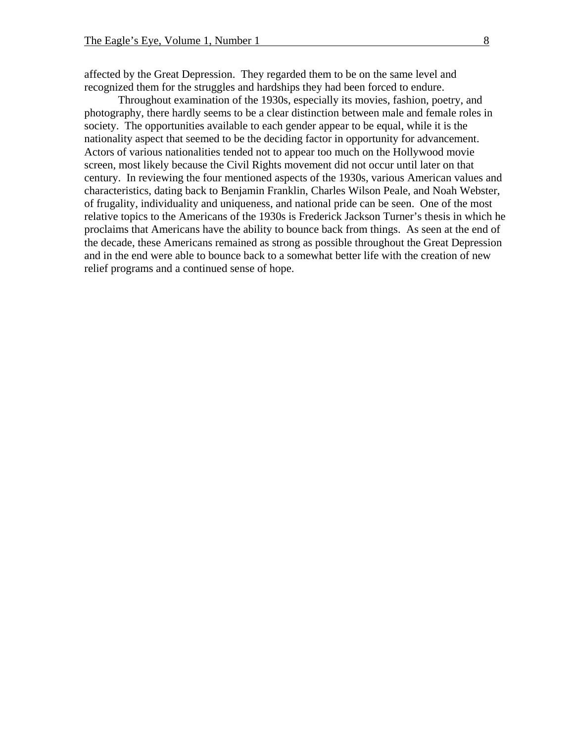affected by the Great Depression. They regarded them to be on the same level and recognized them for the struggles and hardships they had been forced to endure.

Throughout examination of the 1930s, especially its movies, fashion, poetry, and photography, there hardly seems to be a clear distinction between male and female roles in society. The opportunities available to each gender appear to be equal, while it is the nationality aspect that seemed to be the deciding factor in opportunity for advancement. Actors of various nationalities tended not to appear too much on the Hollywood movie screen, most likely because the Civil Rights movement did not occur until later on that century. In reviewing the four mentioned aspects of the 1930s, various American values and characteristics, dating back to Benjamin Franklin, Charles Wilson Peale, and Noah Webster, of frugality, individuality and uniqueness, and national pride can be seen. One of the most relative topics to the Americans of the 1930s is Frederick Jackson Turner's thesis in which he proclaims that Americans have the ability to bounce back from things. As seen at the end of the decade, these Americans remained as strong as possible throughout the Great Depression and in the end were able to bounce back to a somewhat better life with the creation of new relief programs and a continued sense of hope.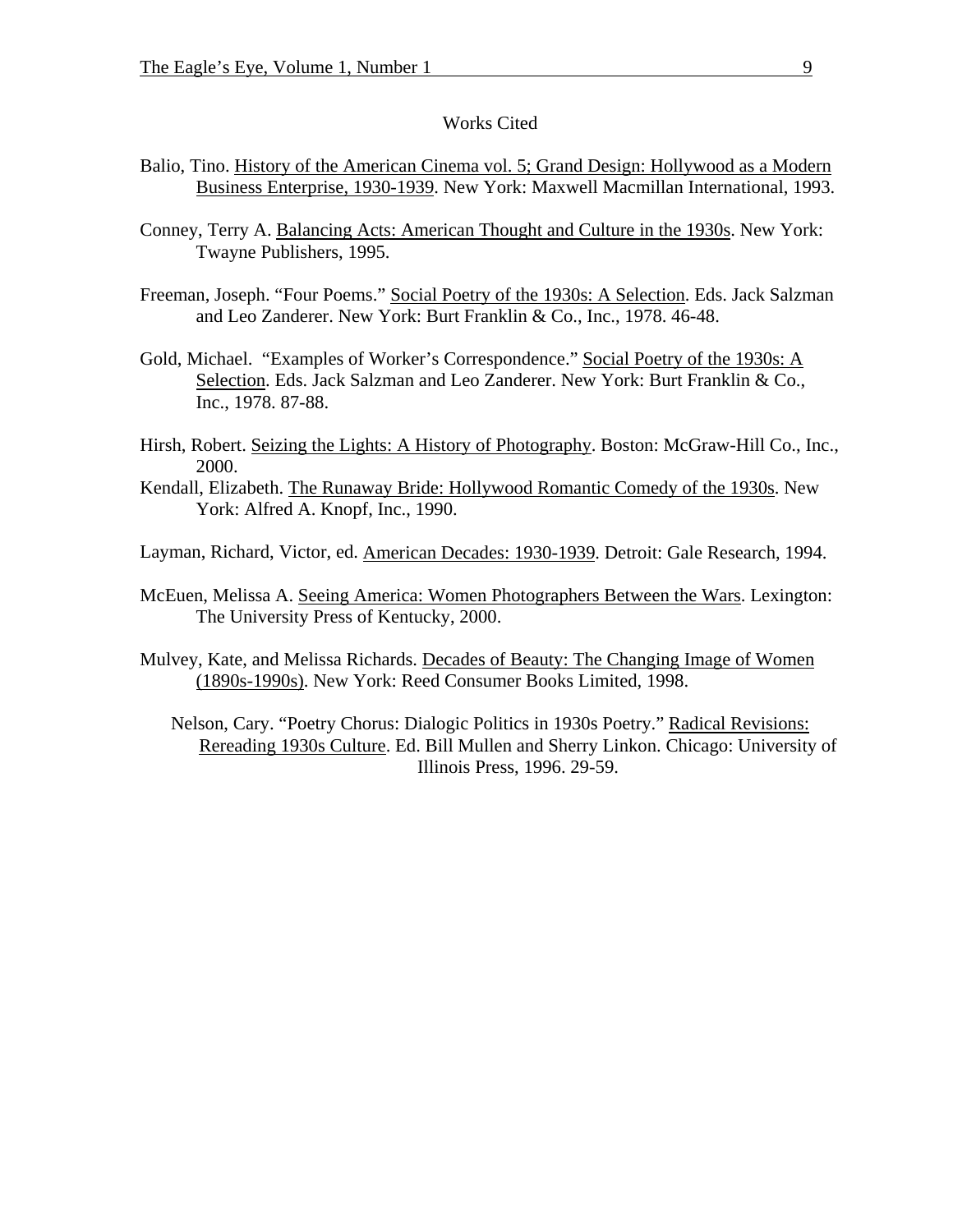## Works Cited

Balio, Tino. History of the American Cinema vol. 5; Grand Design: Hollywood as a Modern Business Enterprise, 1930-1939. New York: Maxwell Macmillan International, 1993.

Conney, Terry A. Balancing Acts: American Thought and Culture in the 1930s. New York: Twayne Publishers, 1995.

Freeman, Joseph. "Four Poems." Social Poetry of the 1930s: A Selection. Eds. Jack Salzman and Leo Zanderer. New York: Burt Franklin & Co., Inc., 1978. 46-48.

Gold, Michael. "Examples of Worker's Correspondence." Social Poetry of the 1930s: A Selection. Eds. Jack Salzman and Leo Zanderer. New York: Burt Franklin & Co., Inc., 1978. 87-88.

Hirsh, Robert. Seizing the Lights: A History of Photography. Boston: McGraw-Hill Co., Inc., 2000.

Kendall, Elizabeth. The Runaway Bride: Hollywood Romantic Comedy of the 1930s. New York: Alfred A. Knopf, Inc., 1990.

Layman, Richard, Victor, ed. American Decades: 1930-1939. Detroit: Gale Research, 1994.

McEuen, Melissa A. Seeing America: Women Photographers Between the Wars. Lexington: The University Press of Kentucky, 2000.

Mulvey, Kate, and Melissa Richards. Decades of Beauty: The Changing Image of Women (1890s-1990s). New York: Reed Consumer Books Limited, 1998.

Nelson, Cary. "Poetry Chorus: Dialogic Politics in 1930s Poetry." Radical Revisions: Rereading 1930s Culture. Ed. Bill Mullen and Sherry Linkon. Chicago: University of Illinois Press, 1996. 29-59.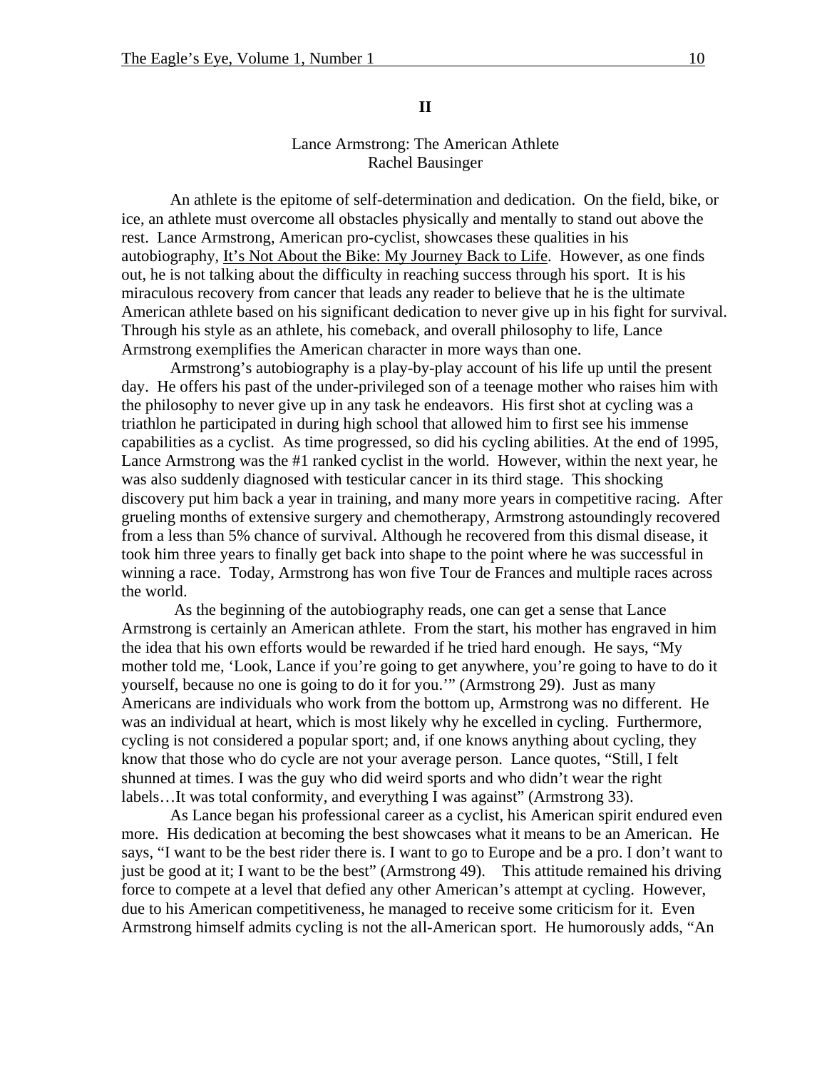## II

### Lance Armstrong: The American Athlete

Rachel Bausinger

An athlete is the epitome of self-determination and dedication. On the field, bike, or ice, an athlete must overcome all obstacles physically and mentally to stand out above the rest. Lance Armstrong, American pro-cyclist, showcases these qualities in his autobiography, It's Not About the Bike: My Journey Back to Life. However, as one finds out, he is not talking about the difficulty in reaching success through his sport. It is his miraculous recovery from cancer that leads any reader to believe that he is the ultimate American athlete based on his significant dedication to never give up in his fight for survival. Through his style as an athlete, his comeback, and overall philosophy to life, Lance Armstrong exemplifies the American character in more ways than one.

Armstrong's autobiography is a play-by-play account of his life up until the present day. He offers his past of the under-privileged son of a teenage mother who raises him with the philosophy to never give up in any task he endeavors. His first shot at cycling was a triathlon he participated in during high school that allowed him to first see his immense capabilities as a cyclist. As time progressed, so did his cycling abilities. At the end of 1995, Lance Armstrong was the #1 ranked cyclist in the world. However, within the next year, he was also suddenly diagnosed with testicular cancer in its third stage. This shocking discovery put him back a year in training, and many more years in competitive racing. After grueling months of extensive surgery and chemotherapy, Armstrong astoundingly recovered from a less than 5% chance of survival. Although he recovered from this dismal disease, it took him three years to finally get back into shape to the point where he was successful in winning a race. Today, Armstrong has won five Tour de Frances and multiple races across the world.

As the beginning of the autobiography reads, one can get a sense that Lance Armstrong is certainly an American athlete. From the start, his mother has engraved in him the idea that his own efforts would be rewarded if he tried hard enough. He says, "My mother told me, 'Look, Lance if you're going to get anywhere, you're going to have to do it yourself, because no one is going to do it for you.'" (Armstrong 29). Just as many Americans are individuals who work from the bottom up, Armstrong was no different. He was an individual at heart, which is most likely why he excelled in cycling. Furthermore, cycling is not considered a popular sport; and, if one knows anything about cycling, they know that those who do cycle are not your average person. Lance quotes, "Still, I felt shunned at times. I was the guy who did weird sports and who didn't wear the right labels…It was total conformity, and everything I was against" (Armstrong 33).

As Lance began his professional career as a cyclist, his American spirit endured even more. His dedication at becoming the best showcases what it means to be an American. He says, "I want to be the best rider there is. I want to go to Europe and be a pro. I don't want to just be good at it; I want to be the best" (Armstrong 49). This attitude remained his driving force to compete at a level that defied any other American's attempt at cycling. However, due to his American competitiveness, he managed to receive some criticism for it. Even Armstrong himself admits cycling is not the all-American sport. He humorously adds, "An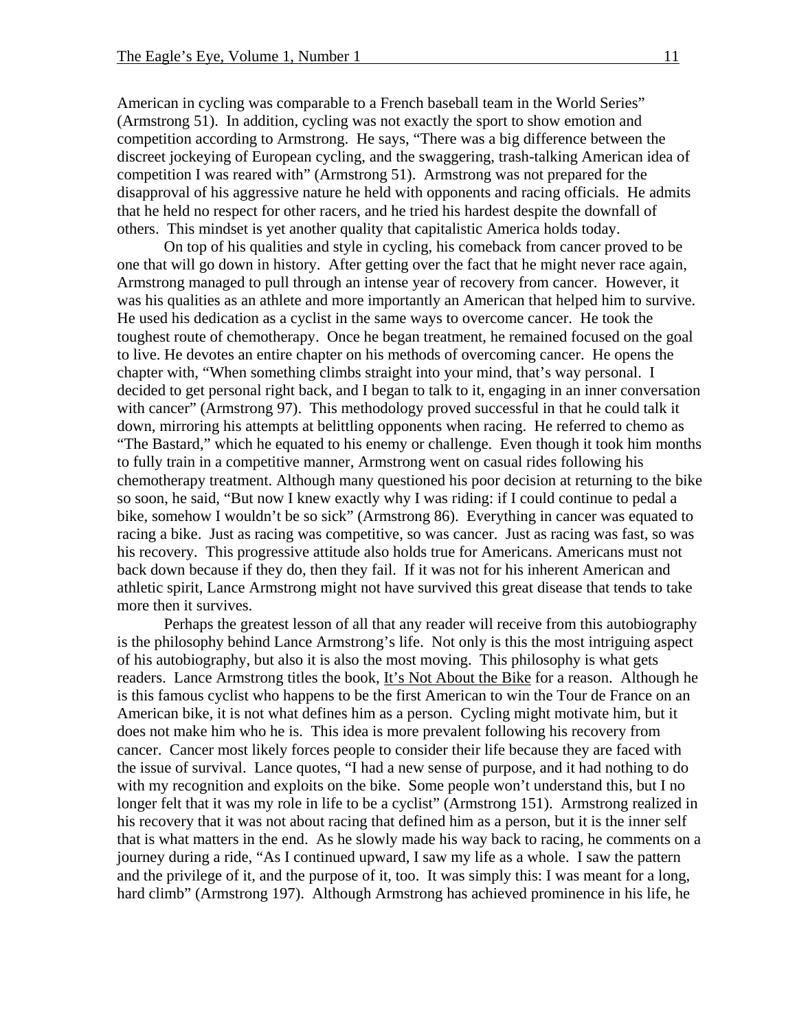American in cycling was comparable to a French baseball team in the World Series" (Armstrong 51). In addition, cycling was not exactly the sport to show emotion and competition according to Armstrong. He says, "There was a big difference between the discreet jockeying of European cycling, and the swaggering, trash-talking American idea of competition I was reared with" (Armstrong 51). Armstrong was not prepared for the disapproval of his aggressive nature he held with opponents and racing officials. He admits that he held no respect for other racers, and he tried his hardest despite the downfall of others. This mindset is yet another quality that capitalistic America holds today.

On top of his qualities and style in cycling, his comeback from cancer proved to be one that will go down in history. After getting over the fact that he might never race again, Armstrong managed to pull through an intense year of recovery from cancer. However, it was his qualities as an athlete and more importantly an American that helped him to survive. He used his dedication as a cyclist in the same ways to overcome cancer. He took the toughest route of chemotherapy. Once he began treatment, he remained focused on the goal to live. He devotes an entire chapter on his methods of overcoming cancer. He opens the chapter with, "When something climbs straight into your mind, that's way personal. I decided to get personal right back, and I began to talk to it, engaging in an inner conversation with cancer" (Armstrong 97). This methodology proved successful in that he could talk it down, mirroring his attempts at belittling opponents when racing. He referred to chemo as "The Bastard," which he equated to his enemy or challenge. Even though it took him months to fully train in a competitive manner, Armstrong went on casual rides following his chemotherapy treatment. Although many questioned his poor decision at returning to the bike so soon, he said, "But now I knew exactly why I was riding: if I could continue to pedal a bike, somehow I wouldn't be so sick" (Armstrong 86). Everything in cancer was equated to racing a bike. Just as racing was competitive, so was cancer. Just as racing was fast, so was his recovery. This progressive attitude also holds true for Americans. Americans must not back down because if they do, then they fail. If it was not for his inherent American and athletic spirit, Lance Armstrong might not have survived this great disease that tends to take more then it survives.

Perhaps the greatest lesson of all that any reader will receive from this autobiography is the philosophy behind Lance Armstrong's life. Not only is this the most intriguing aspect of his autobiography, but also it is also the most moving. This philosophy is what gets readers. Lance Armstrong titles the book, It's Not About the Bike for a reason. Although he is this famous cyclist who happens to be the first American to win the Tour de France on an American bike, it is not what defines him as a person. Cycling might motivate him, but it does not make him who he is. This idea is more prevalent following his recovery from cancer. Cancer most likely forces people to consider their life because they are faced with the issue of survival. Lance quotes, "I had a new sense of purpose, and it had nothing to do with my recognition and exploits on the bike. Some people won't understand this, but I no longer felt that it was my role in life to be a cyclist" (Armstrong 151). Armstrong realized in his recovery that it was not about racing that defined him as a person, but it is the inner self that is what matters in the end. As he slowly made his way back to racing, he comments on a journey during a ride, "As I continued upward, I saw my life as a whole. I saw the pattern and the privilege of it, and the purpose of it, too. It was simply this: I was meant for a long, hard climb" (Armstrong 197). Although Armstrong has achieved prominence in his life, he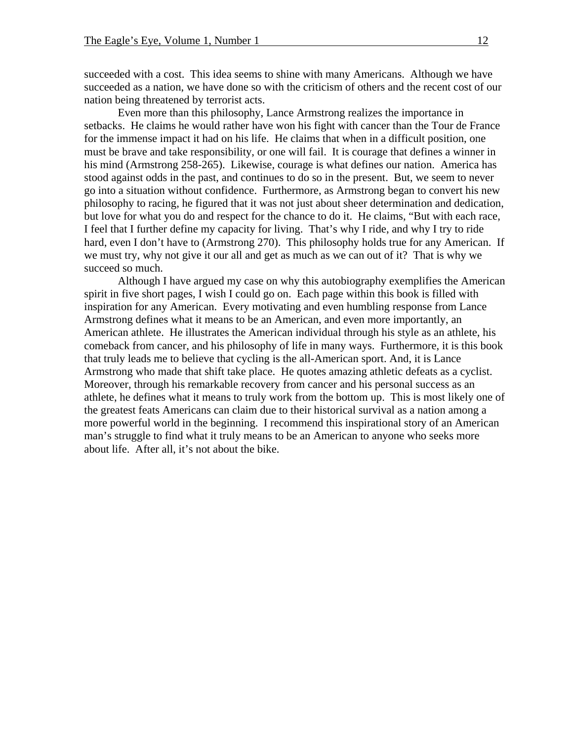succeeded with a cost. This idea seems to shine with many Americans. Although we have succeeded as a nation, we have done so with the criticism of others and the recent cost of our nation being threatened by terrorist acts.

Even more than this philosophy, Lance Armstrong realizes the importance in setbacks. He claims he would rather have won his fight with cancer than the Tour de France for the immense impact it had on his life. He claims that when in a difficult position, one must be brave and take responsibility, or one will fail. It is courage that defines a winner in his mind (Armstrong 258-265). Likewise, courage is what defines our nation. America has stood against odds in the past, and continues to do so in the present. But, we seem to never go into a situation without confidence. Furthermore, as Armstrong began to convert his new philosophy to racing, he figured that it was not just about sheer determination and dedication, but love for what you do and respect for the chance to do it. He claims, "But with each race, I feel that I further define my capacity for living. That's why I ride, and why I try to ride hard, even I don't have to (Armstrong 270). This philosophy holds true for any American. If we must try, why not give it our all and get as much as we can out of it? That is why we succeed so much.

Although I have argued my case on why this autobiography exemplifies the American spirit in five short pages, I wish I could go on. Each page within this book is filled with inspiration for any American. Every motivating and even humbling response from Lance Armstrong defines what it means to be an American, and even more importantly, an American athlete. He illustrates the American individual through his style as an athlete, his comeback from cancer, and his philosophy of life in many ways. Furthermore, it is this book that truly leads me to believe that cycling is the all-American sport. And, it is Lance Armstrong who made that shift take place. He quotes amazing athletic defeats as a cyclist. Moreover, through his remarkable recovery from cancer and his personal success as an athlete, he defines what it means to truly work from the bottom up. This is most likely one of the greatest feats Americans can claim due to their historical survival as a nation among a more powerful world in the beginning. I recommend this inspirational story of an American man's struggle to find what it truly means to be an American to anyone who seeks more about life. After all, it's not about the bike.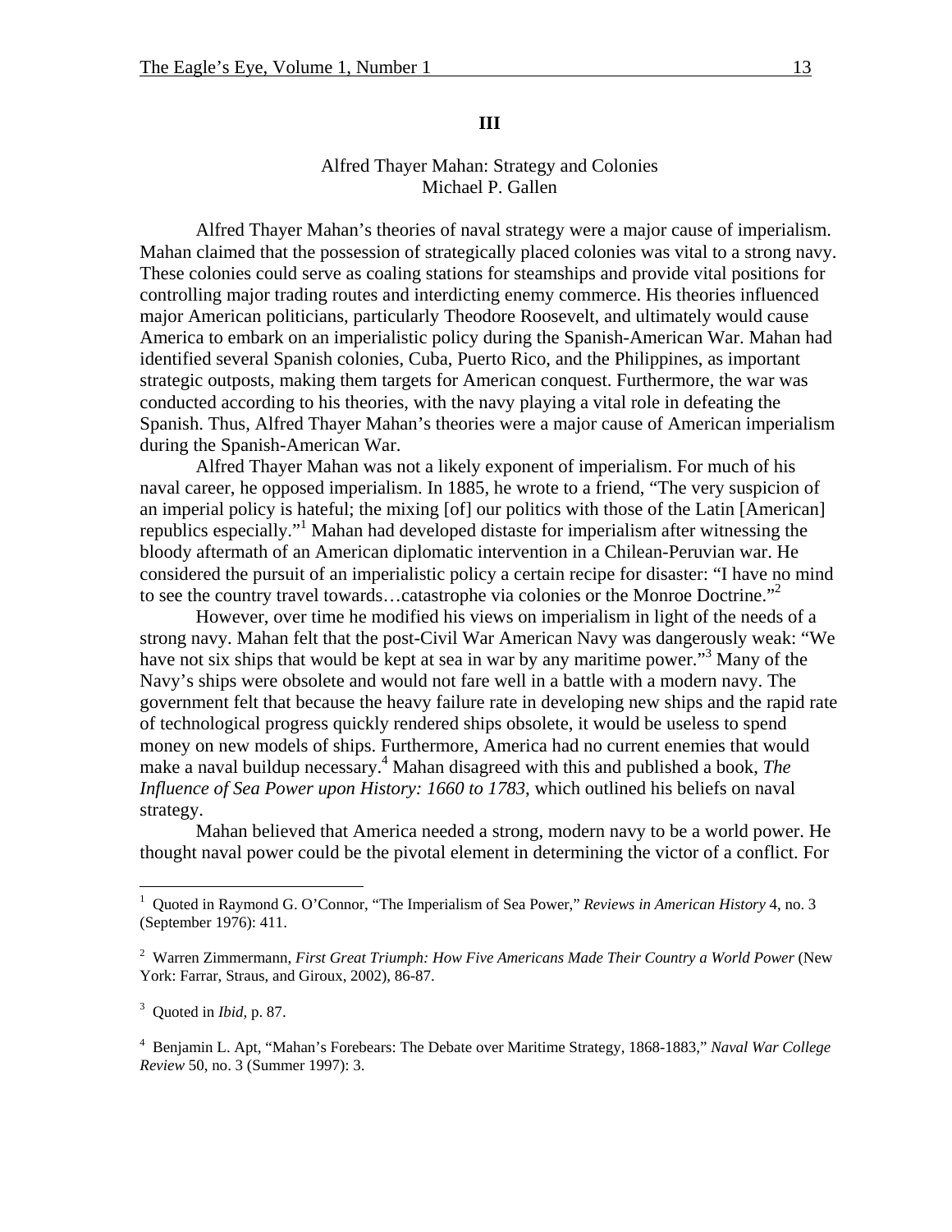## III

### Alfred Thayer Mahan: Strategy and Colonies
Michael P. Gallen

Alfred Thayer Mahan's theories of naval strategy were a major cause of imperialism. Mahan claimed that the possession of strategically placed colonies was vital to a strong navy. These colonies could serve as coaling stations for steamships and provide vital positions for controlling major trading routes and interdicting enemy commerce. His theories influenced major American politicians, particularly Theodore Roosevelt, and ultimately would cause America to embark on an imperialistic policy during the Spanish-American War. Mahan had identified several Spanish colonies, Cuba, Puerto Rico, and the Philippines, as important strategic outposts, making them targets for American conquest. Furthermore, the war was conducted according to his theories, with the navy playing a vital role in defeating the Spanish. Thus, Alfred Thayer Mahan's theories were a major cause of American imperialism during the Spanish-American War.

Alfred Thayer Mahan was not a likely exponent of imperialism. For much of his naval career, he opposed imperialism. In 1885, he wrote to a friend, "The very suspicion of an imperial policy is hateful; the mixing [of] our politics with those of the Latin [American] republics especially."[1] Mahan had developed distaste for imperialism after witnessing the bloody aftermath of an American diplomatic intervention in a Chilean-Peruvian war. He considered the pursuit of an imperialistic policy a certain recipe for disaster: "I have no mind to see the country travel towards…catastrophe via colonies or the Monroe Doctrine."[2]

However, over time he modified his views on imperialism in light of the needs of a strong navy. Mahan felt that the post-Civil War American Navy was dangerously weak: "We have not six ships that would be kept at sea in war by any maritime power."[3] Many of the Navy's ships were obsolete and would not fare well in a battle with a modern navy. The government felt that because the heavy failure rate in developing new ships and the rapid rate of technological progress quickly rendered ships obsolete, it would be useless to spend money on new models of ships. Furthermore, America had no current enemies that would make a naval buildup necessary.[4] Mahan disagreed with this and published a book, *The Influence of Sea Power upon History: 1660 to 1783*, which outlined his beliefs on naval strategy.

Mahan believed that America needed a strong, modern navy to be a world power. He thought naval power could be the pivotal element in determining the victor of a conflict. For

---

[1] Quoted in Raymond G. O'Connor, "The Imperialism of Sea Power," *Reviews in American History* 4, no. 3 (September 1976): 411.

[2] Warren Zimmermann, *First Great Triumph: How Five Americans Made Their Country a World Power* (New York: Farrar, Straus, and Giroux, 2002), 86-87.

[3] Quoted in *Ibid*, p. 87.

[4] Benjamin L. Apt, "Mahan's Forebears: The Debate over Maritime Strategy, 1868-1883," *Naval War College Review* 50, no. 3 (Summer 1997): 3.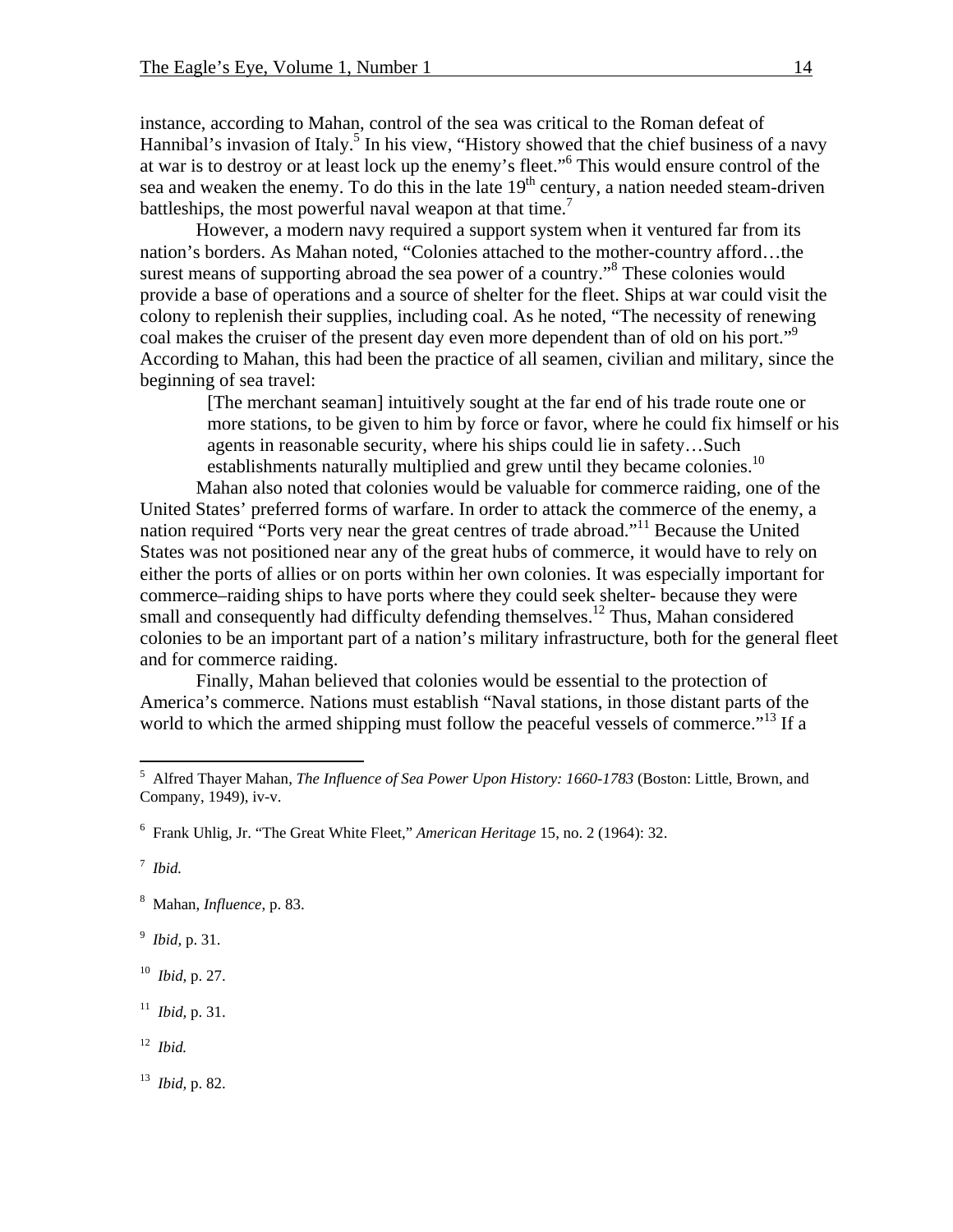instance, according to Mahan, control of the sea was critical to the Roman defeat of Hannibal's invasion of Italy.[5] In his view, "History showed that the chief business of a navy at war is to destroy or at least lock up the enemy's fleet."[6] This would ensure control of the sea and weaken the enemy. To do this in the late 19th century, a nation needed steam-driven battleships, the most powerful naval weapon at that time.[7]

However, a modern navy required a support system when it ventured far from its nation's borders. As Mahan noted, "Colonies attached to the mother-country afford…the surest means of supporting abroad the sea power of a country."[8] These colonies would provide a base of operations and a source of shelter for the fleet. Ships at war could visit the colony to replenish their supplies, including coal. As he noted, "The necessity of renewing coal makes the cruiser of the present day even more dependent than of old on his port."[9] According to Mahan, this had been the practice of all seamen, civilian and military, since the beginning of sea travel:

> [The merchant seaman] intuitively sought at the far end of his trade route one or more stations, to be given to him by force or favor, where he could fix himself or his agents in reasonable security, where his ships could lie in safety…Such establishments naturally multiplied and grew until they became colonies.[10]

Mahan also noted that colonies would be valuable for commerce raiding, one of the United States' preferred forms of warfare. In order to attack the commerce of the enemy, a nation required "Ports very near the great centres of trade abroad."[11] Because the United States was not positioned near any of the great hubs of commerce, it would have to rely on either the ports of allies or on ports within her own colonies. It was especially important for commerce–raiding ships to have ports where they could seek shelter- because they were small and consequently had difficulty defending themselves.[12] Thus, Mahan considered colonies to be an important part of a nation's military infrastructure, both for the general fleet and for commerce raiding.

Finally, Mahan believed that colonies would be essential to the protection of America's commerce. Nations must establish "Naval stations, in those distant parts of the world to which the armed shipping must follow the peaceful vessels of commerce."[13] If a

---

[5] Alfred Thayer Mahan, *The Influence of Sea Power Upon History: 1660-1783* (Boston: Little, Brown, and Company, 1949), iv-v.

[6] Frank Uhlig, Jr. "The Great White Fleet," *American Heritage* 15, no. 2 (1964): 32.

[7] *Ibid.*

[8] Mahan, *Influence*, p. 83.

[9] *Ibid*, p. 31.

[10] *Ibid*, p. 27.

[11] *Ibid*, p. 31.

[12] *Ibid.*

[13] *Ibid*, p. 82.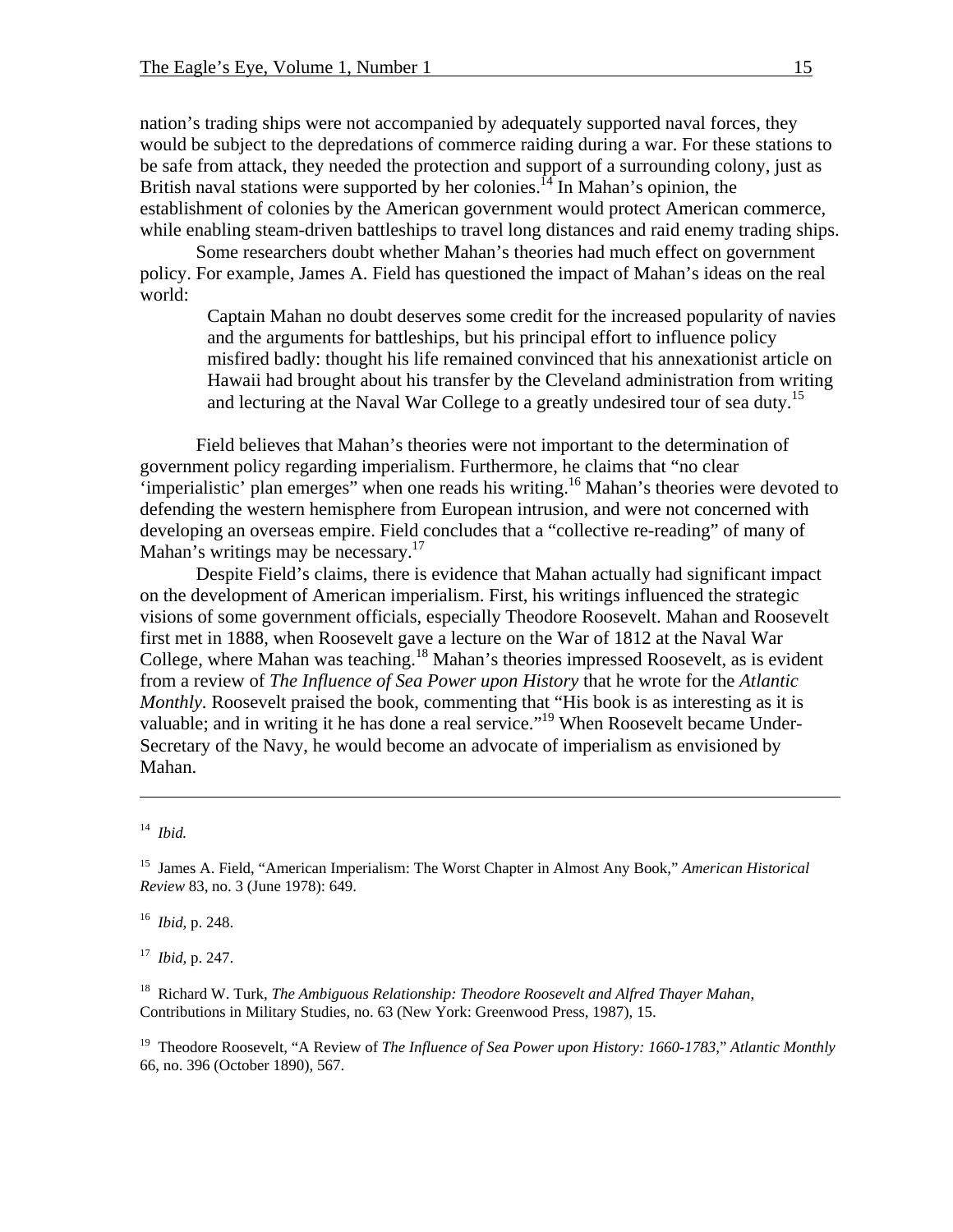nation's trading ships were not accompanied by adequately supported naval forces, they would be subject to the depredations of commerce raiding during a war. For these stations to be safe from attack, they needed the protection and support of a surrounding colony, just as British naval stations were supported by her colonies.[14] In Mahan's opinion, the establishment of colonies by the American government would protect American commerce, while enabling steam-driven battleships to travel long distances and raid enemy trading ships.

Some researchers doubt whether Mahan's theories had much effect on government policy. For example, James A. Field has questioned the impact of Mahan's ideas on the real world:

> Captain Mahan no doubt deserves some credit for the increased popularity of navies and the arguments for battleships, but his principal effort to influence policy misfired badly: thought his life remained convinced that his annexationist article on Hawaii had brought about his transfer by the Cleveland administration from writing and lecturing at the Naval War College to a greatly undesired tour of sea duty.[15]

Field believes that Mahan's theories were not important to the determination of government policy regarding imperialism. Furthermore, he claims that "no clear 'imperialistic' plan emerges" when one reads his writing.[16] Mahan's theories were devoted to defending the western hemisphere from European intrusion, and were not concerned with developing an overseas empire. Field concludes that a "collective re-reading" of many of Mahan's writings may be necessary.[17]

Despite Field's claims, there is evidence that Mahan actually had significant impact on the development of American imperialism. First, his writings influenced the strategic visions of some government officials, especially Theodore Roosevelt. Mahan and Roosevelt first met in 1888, when Roosevelt gave a lecture on the War of 1812 at the Naval War College, where Mahan was teaching.[18] Mahan's theories impressed Roosevelt, as is evident from a review of *The Influence of Sea Power upon History* that he wrote for the *Atlantic Monthly*. Roosevelt praised the book, commenting that "His book is as interesting as it is valuable; and in writing it he has done a real service."[19] When Roosevelt became Under-Secretary of the Navy, he would become an advocate of imperialism as envisioned by Mahan.

---

[14] *Ibid.*

[15] James A. Field, "American Imperialism: The Worst Chapter in Almost Any Book," *American Historical Review* 83, no. 3 (June 1978): 649.

[16] *Ibid,* p. 248.

[17] *Ibid,* p. 247.

[18] Richard W. Turk, *The Ambiguous Relationship: Theodore Roosevelt and Alfred Thayer Mahan,* Contributions in Military Studies, no. 63 (New York: Greenwood Press, 1987), 15.

[19] Theodore Roosevelt, "A Review of *The Influence of Sea Power upon History: 1660-1783*," *Atlantic Monthly* 66, no. 396 (October 1890), 567.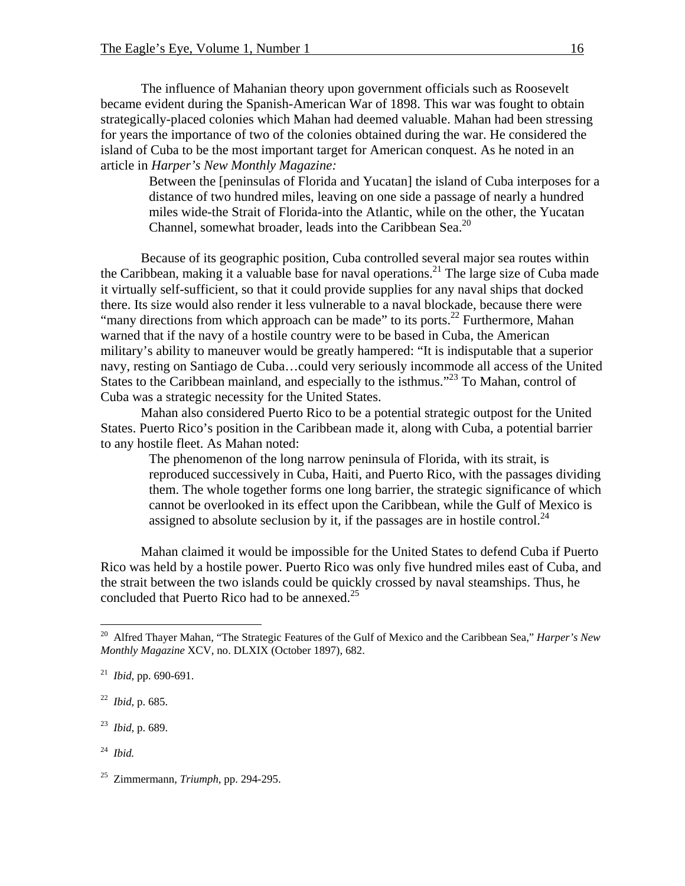The influence of Mahanian theory upon government officials such as Roosevelt became evident during the Spanish-American War of 1898. This war was fought to obtain strategically-placed colonies which Mahan had deemed valuable. Mahan had been stressing for years the importance of two of the colonies obtained during the war. He considered the island of Cuba to be the most important target for American conquest. As he noted in an article in *Harper's New Monthly Magazine:*

> Between the [peninsulas of Florida and Yucatan] the island of Cuba interposes for a distance of two hundred miles, leaving on one side a passage of nearly a hundred miles wide-the Strait of Florida-into the Atlantic, while on the other, the Yucatan Channel, somewhat broader, leads into the Caribbean Sea.[20]

Because of its geographic position, Cuba controlled several major sea routes within the Caribbean, making it a valuable base for naval operations.[21] The large size of Cuba made it virtually self-sufficient, so that it could provide supplies for any naval ships that docked there. Its size would also render it less vulnerable to a naval blockade, because there were "many directions from which approach can be made" to its ports.[22] Furthermore, Mahan warned that if the navy of a hostile country were to be based in Cuba, the American military's ability to maneuver would be greatly hampered: "It is indisputable that a superior navy, resting on Santiago de Cuba…could very seriously incommode all access of the United States to the Caribbean mainland, and especially to the isthmus."[23] To Mahan, control of Cuba was a strategic necessity for the United States.

Mahan also considered Puerto Rico to be a potential strategic outpost for the United States. Puerto Rico's position in the Caribbean made it, along with Cuba, a potential barrier to any hostile fleet. As Mahan noted:

> The phenomenon of the long narrow peninsula of Florida, with its strait, is reproduced successively in Cuba, Haiti, and Puerto Rico, with the passages dividing them. The whole together forms one long barrier, the strategic significance of which cannot be overlooked in its effect upon the Caribbean, while the Gulf of Mexico is assigned to absolute seclusion by it, if the passages are in hostile control.[24]

Mahan claimed it would be impossible for the United States to defend Cuba if Puerto Rico was held by a hostile power. Puerto Rico was only five hundred miles east of Cuba, and the strait between the two islands could be quickly crossed by naval steamships. Thus, he concluded that Puerto Rico had to be annexed.[25]

---

[20] Alfred Thayer Mahan, "The Strategic Features of the Gulf of Mexico and the Caribbean Sea," *Harper's New Monthly Magazine* XCV, no. DLXIX (October 1897), 682.

[21] *Ibid,* pp. 690-691.

[22] *Ibid,* p. 685.

[23] *Ibid,* p. 689.

[24] *Ibid.*

[25] Zimmermann, *Triumph,* pp. 294-295.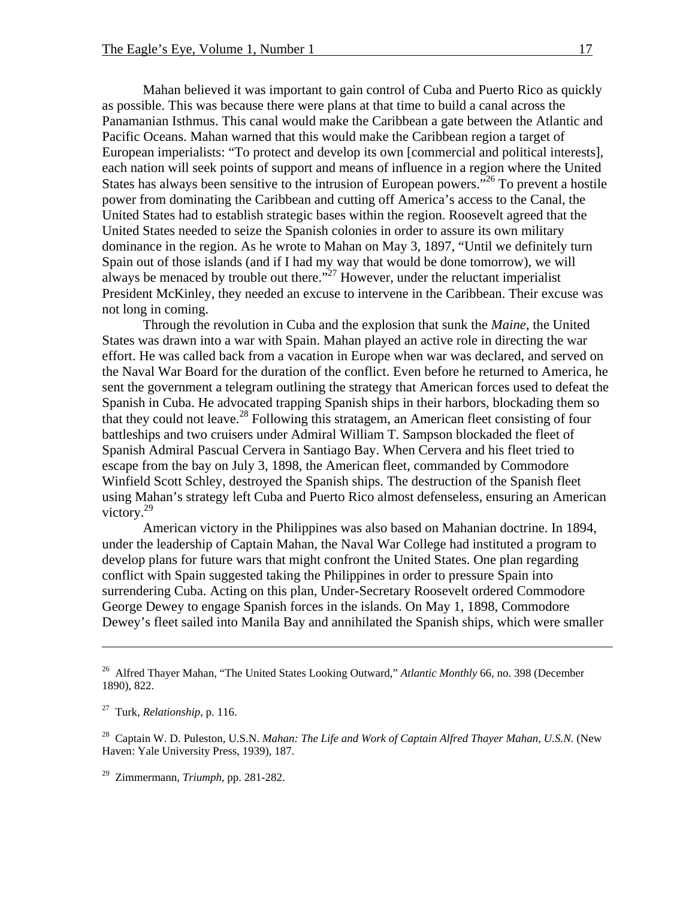Mahan believed it was important to gain control of Cuba and Puerto Rico as quickly as possible. This was because there were plans at that time to build a canal across the Panamanian Isthmus. This canal would make the Caribbean a gate between the Atlantic and Pacific Oceans. Mahan warned that this would make the Caribbean region a target of European imperialists: "To protect and develop its own [commercial and political interests], each nation will seek points of support and means of influence in a region where the United States has always been sensitive to the intrusion of European powers."[26] To prevent a hostile power from dominating the Caribbean and cutting off America's access to the Canal, the United States had to establish strategic bases within the region. Roosevelt agreed that the United States needed to seize the Spanish colonies in order to assure its own military dominance in the region. As he wrote to Mahan on May 3, 1897, "Until we definitely turn Spain out of those islands (and if I had my way that would be done tomorrow), we will always be menaced by trouble out there."[27] However, under the reluctant imperialist President McKinley, they needed an excuse to intervene in the Caribbean. Their excuse was not long in coming.

Through the revolution in Cuba and the explosion that sunk the *Maine*, the United States was drawn into a war with Spain. Mahan played an active role in directing the war effort. He was called back from a vacation in Europe when war was declared, and served on the Naval War Board for the duration of the conflict. Even before he returned to America, he sent the government a telegram outlining the strategy that American forces used to defeat the Spanish in Cuba. He advocated trapping Spanish ships in their harbors, blockading them so that they could not leave.[28] Following this stratagem, an American fleet consisting of four battleships and two cruisers under Admiral William T. Sampson blockaded the fleet of Spanish Admiral Pascual Cervera in Santiago Bay. When Cervera and his fleet tried to escape from the bay on July 3, 1898, the American fleet, commanded by Commodore Winfield Scott Schley, destroyed the Spanish ships. The destruction of the Spanish fleet using Mahan's strategy left Cuba and Puerto Rico almost defenseless, ensuring an American victory.[29]

American victory in the Philippines was also based on Mahanian doctrine. In 1894, under the leadership of Captain Mahan, the Naval War College had instituted a program to develop plans for future wars that might confront the United States. One plan regarding conflict with Spain suggested taking the Philippines in order to pressure Spain into surrendering Cuba. Acting on this plan, Under-Secretary Roosevelt ordered Commodore George Dewey to engage Spanish forces in the islands. On May 1, 1898, Commodore Dewey's fleet sailed into Manila Bay and annihilated the Spanish ships, which were smaller

---

[26] Alfred Thayer Mahan, "The United States Looking Outward," *Atlantic Monthly* 66, no. 398 (December 1890), 822.

[27] Turk, *Relationship*, p. 116.

[28] Captain W. D. Puleston, U.S.N. *Mahan: The Life and Work of Captain Alfred Thayer Mahan, U.S.N.* (New Haven: Yale University Press, 1939), 187.

[29] Zimmermann, *Triumph*, pp. 281-282.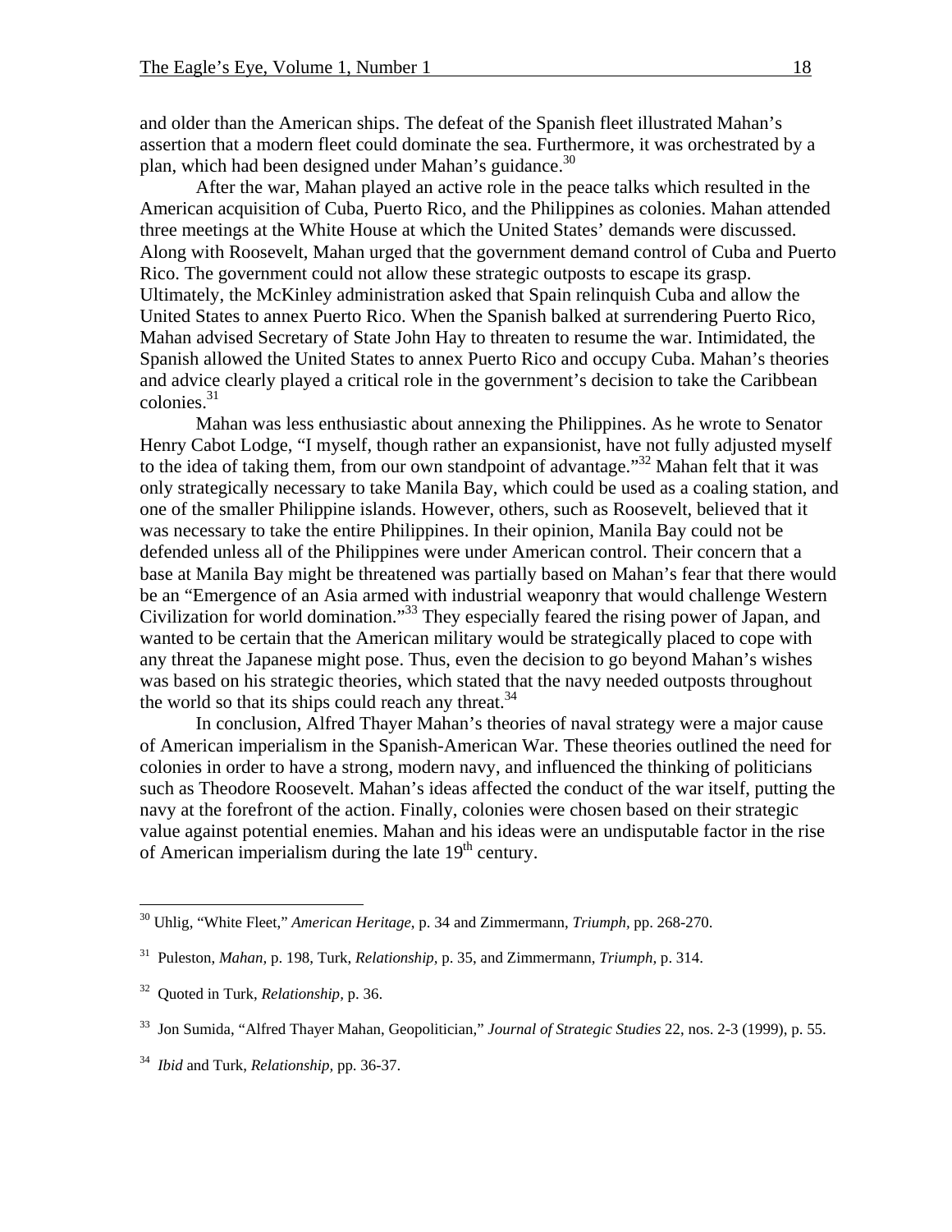and older than the American ships. The defeat of the Spanish fleet illustrated Mahan's assertion that a modern fleet could dominate the sea. Furthermore, it was orchestrated by a plan, which had been designed under Mahan's guidance.[30]

After the war, Mahan played an active role in the peace talks which resulted in the American acquisition of Cuba, Puerto Rico, and the Philippines as colonies. Mahan attended three meetings at the White House at which the United States' demands were discussed. Along with Roosevelt, Mahan urged that the government demand control of Cuba and Puerto Rico. The government could not allow these strategic outposts to escape its grasp. Ultimately, the McKinley administration asked that Spain relinquish Cuba and allow the United States to annex Puerto Rico. When the Spanish balked at surrendering Puerto Rico, Mahan advised Secretary of State John Hay to threaten to resume the war. Intimidated, the Spanish allowed the United States to annex Puerto Rico and occupy Cuba. Mahan's theories and advice clearly played a critical role in the government's decision to take the Caribbean colonies.[31]

Mahan was less enthusiastic about annexing the Philippines. As he wrote to Senator Henry Cabot Lodge, "I myself, though rather an expansionist, have not fully adjusted myself to the idea of taking them, from our own standpoint of advantage."[32] Mahan felt that it was only strategically necessary to take Manila Bay, which could be used as a coaling station, and one of the smaller Philippine islands. However, others, such as Roosevelt, believed that it was necessary to take the entire Philippines. In their opinion, Manila Bay could not be defended unless all of the Philippines were under American control. Their concern that a base at Manila Bay might be threatened was partially based on Mahan's fear that there would be an "Emergence of an Asia armed with industrial weaponry that would challenge Western Civilization for world domination."[33] They especially feared the rising power of Japan, and wanted to be certain that the American military would be strategically placed to cope with any threat the Japanese might pose. Thus, even the decision to go beyond Mahan's wishes was based on his strategic theories, which stated that the navy needed outposts throughout the world so that its ships could reach any threat.[34]

In conclusion, Alfred Thayer Mahan's theories of naval strategy were a major cause of American imperialism in the Spanish-American War. These theories outlined the need for colonies in order to have a strong, modern navy, and influenced the thinking of politicians such as Theodore Roosevelt. Mahan's ideas affected the conduct of the war itself, putting the navy at the forefront of the action. Finally, colonies were chosen based on their strategic value against potential enemies. Mahan and his ideas were an undisputable factor in the rise of American imperialism during the late 19th century.

---

[30] Uhlig, "White Fleet," *American Heritage*, p. 34 and Zimmermann, *Triumph*, pp. 268-270.

[31] Puleston, *Mahan*, p. 198, Turk, *Relationship*, p. 35, and Zimmermann, *Triumph*, p. 314.

[32] Quoted in Turk, *Relationship*, p. 36.

[33] Jon Sumida, "Alfred Thayer Mahan, Geopolitician," *Journal of Strategic Studies* 22, nos. 2-3 (1999), p. 55.

[34] *Ibid* and Turk, *Relationship*, pp. 36-37.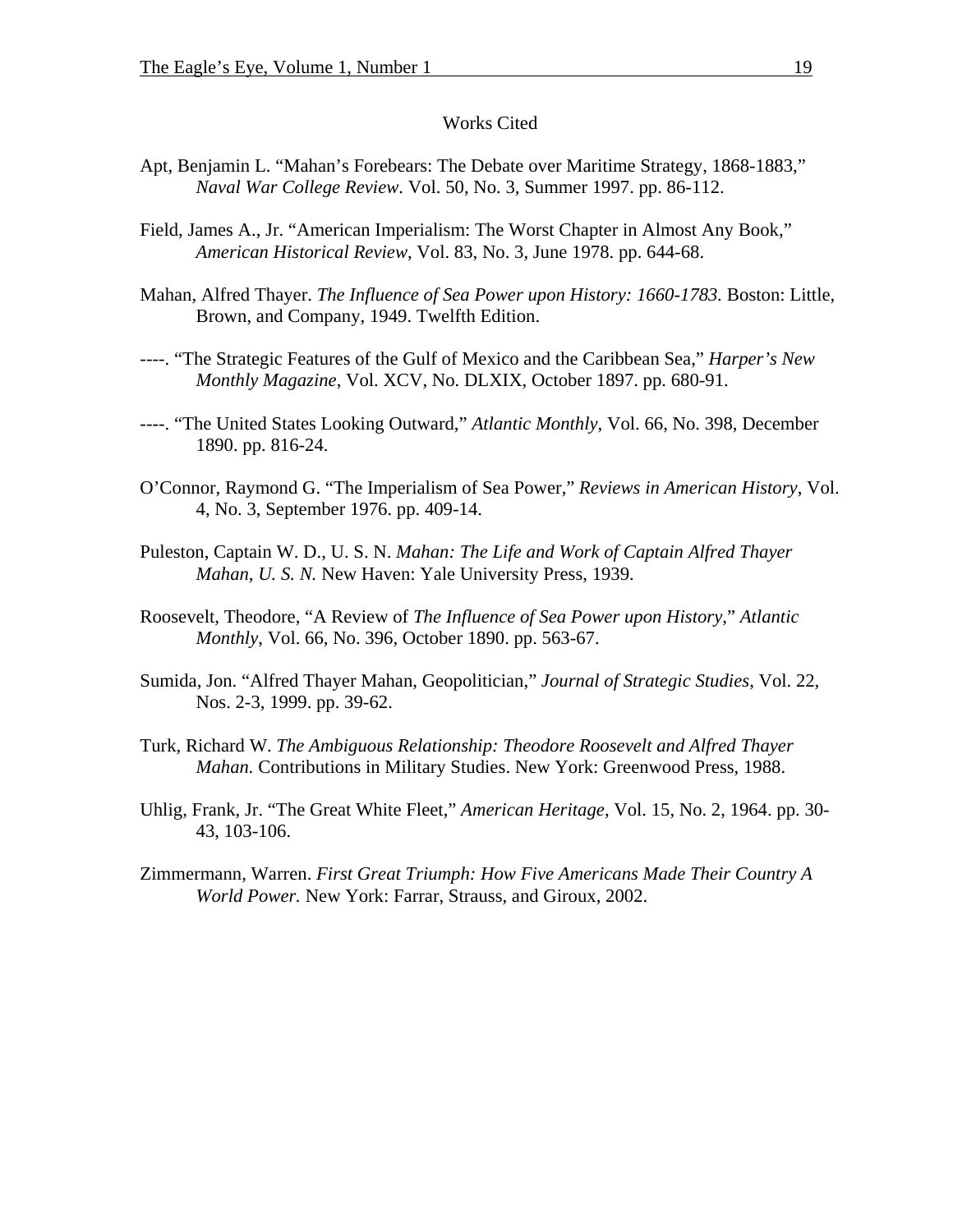## Works Cited

Apt, Benjamin L. "Mahan's Forebears: The Debate over Maritime Strategy, 1868-1883," *Naval War College Review*. Vol. 50, No. 3, Summer 1997. pp. 86-112.

Field, James A., Jr. "American Imperialism: The Worst Chapter in Almost Any Book," *American Historical Review*, Vol. 83, No. 3, June 1978. pp. 644-68.

Mahan, Alfred Thayer. *The Influence of Sea Power upon History: 1660-1783.* Boston: Little, Brown, and Company, 1949. Twelfth Edition.

----. "The Strategic Features of the Gulf of Mexico and the Caribbean Sea," *Harper's New Monthly Magazine*, Vol. XCV, No. DLXIX, October 1897. pp. 680-91.

----. "The United States Looking Outward," *Atlantic Monthly*, Vol. 66, No. 398, December 1890. pp. 816-24.

O'Connor, Raymond G. "The Imperialism of Sea Power," *Reviews in American History*, Vol. 4, No. 3, September 1976. pp. 409-14.

Puleston, Captain W. D., U. S. N. *Mahan: The Life and Work of Captain Alfred Thayer Mahan, U. S. N.* New Haven: Yale University Press, 1939.

Roosevelt, Theodore, "A Review of *The Influence of Sea Power upon History*," *Atlantic Monthly*, Vol. 66, No. 396, October 1890. pp. 563-67.

Sumida, Jon. "Alfred Thayer Mahan, Geopolitician," *Journal of Strategic Studies*, Vol. 22, Nos. 2-3, 1999. pp. 39-62.

Turk, Richard W. *The Ambiguous Relationship: Theodore Roosevelt and Alfred Thayer Mahan.* Contributions in Military Studies. New York: Greenwood Press, 1988.

Uhlig, Frank, Jr. "The Great White Fleet," *American Heritage*, Vol. 15, No. 2, 1964. pp. 30-43, 103-106.

Zimmermann, Warren. *First Great Triumph: How Five Americans Made Their Country A World Power.* New York: Farrar, Strauss, and Giroux, 2002.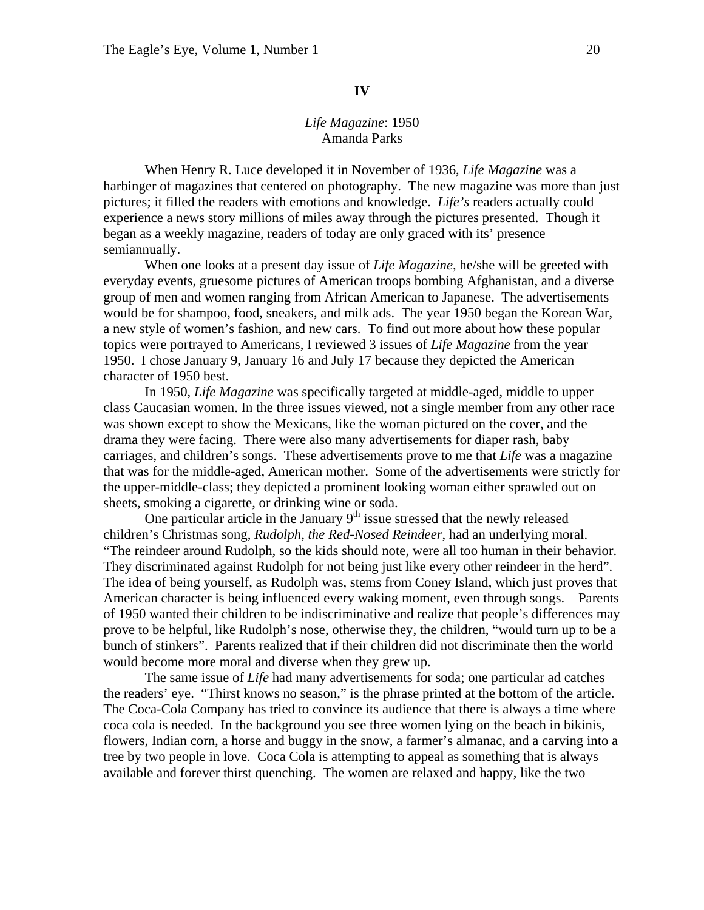## IV

### *Life Magazine*: 1950
Amanda Parks

When Henry R. Luce developed it in November of 1936, *Life Magazine* was a harbinger of magazines that centered on photography. The new magazine was more than just pictures; it filled the readers with emotions and knowledge. *Life's* readers actually could experience a news story millions of miles away through the pictures presented. Though it began as a weekly magazine, readers of today are only graced with its' presence semiannually.

When one looks at a present day issue of *Life Magazine,* he/she will be greeted with everyday events, gruesome pictures of American troops bombing Afghanistan, and a diverse group of men and women ranging from African American to Japanese. The advertisements would be for shampoo, food, sneakers, and milk ads. The year 1950 began the Korean War, a new style of women's fashion, and new cars. To find out more about how these popular topics were portrayed to Americans, I reviewed 3 issues of *Life Magazine* from the year 1950. I chose January 9, January 16 and July 17 because they depicted the American character of 1950 best.

In 1950, *Life Magazine* was specifically targeted at middle-aged, middle to upper class Caucasian women. In the three issues viewed, not a single member from any other race was shown except to show the Mexicans, like the woman pictured on the cover, and the drama they were facing. There were also many advertisements for diaper rash, baby carriages, and children's songs. These advertisements prove to me that *Life* was a magazine that was for the middle-aged, American mother. Some of the advertisements were strictly for the upper-middle-class; they depicted a prominent looking woman either sprawled out on sheets, smoking a cigarette, or drinking wine or soda.

One particular article in the January 9th issue stressed that the newly released children's Christmas song, *Rudolph, the Red-Nosed Reindeer*, had an underlying moral. "The reindeer around Rudolph, so the kids should note, were all too human in their behavior. They discriminated against Rudolph for not being just like every other reindeer in the herd". The idea of being yourself, as Rudolph was, stems from Coney Island, which just proves that American character is being influenced every waking moment, even through songs. Parents of 1950 wanted their children to be indiscriminative and realize that people's differences may prove to be helpful, like Rudolph's nose, otherwise they, the children, "would turn up to be a bunch of stinkers". Parents realized that if their children did not discriminate then the world would become more moral and diverse when they grew up.

The same issue of *Life* had many advertisements for soda; one particular ad catches the readers' eye. "Thirst knows no season," is the phrase printed at the bottom of the article. The Coca-Cola Company has tried to convince its audience that there is always a time where coca cola is needed. In the background you see three women lying on the beach in bikinis, flowers, Indian corn, a horse and buggy in the snow, a farmer's almanac, and a carving into a tree by two people in love. Coca Cola is attempting to appeal as something that is always available and forever thirst quenching. The women are relaxed and happy, like the two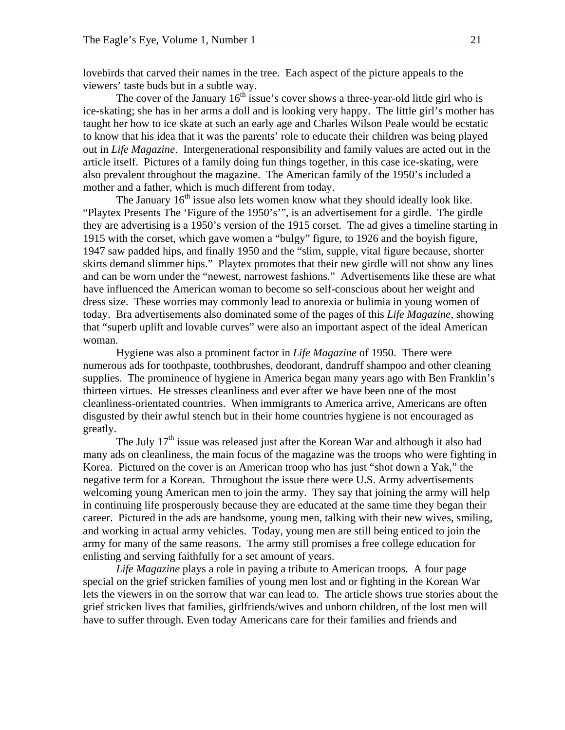lovebirds that carved their names in the tree. Each aspect of the picture appeals to the viewers' taste buds but in a subtle way.

The cover of the January 16th issue's cover shows a three-year-old little girl who is ice-skating; she has in her arms a doll and is looking very happy. The little girl's mother has taught her how to ice skate at such an early age and Charles Wilson Peale would be ecstatic to know that his idea that it was the parents' role to educate their children was being played out in *Life Magazine*. Intergenerational responsibility and family values are acted out in the article itself. Pictures of a family doing fun things together, in this case ice-skating, were also prevalent throughout the magazine. The American family of the 1950's included a mother and a father, which is much different from today.

The January 16th issue also lets women know what they should ideally look like. "Playtex Presents The 'Figure of the 1950's'", is an advertisement for a girdle. The girdle they are advertising is a 1950's version of the 1915 corset. The ad gives a timeline starting in 1915 with the corset, which gave women a "bulgy" figure, to 1926 and the boyish figure, 1947 saw padded hips, and finally 1950 and the "slim, supple, vital figure because, shorter skirts demand slimmer hips." Playtex promotes that their new girdle will not show any lines and can be worn under the "newest, narrowest fashions." Advertisements like these are what have influenced the American woman to become so self-conscious about her weight and dress size. These worries may commonly lead to anorexia or bulimia in young women of today. Bra advertisements also dominated some of the pages of this *Life Magazine*, showing that "superb uplift and lovable curves" were also an important aspect of the ideal American woman.

Hygiene was also a prominent factor in *Life Magazine* of 1950. There were numerous ads for toothpaste, toothbrushes, deodorant, dandruff shampoo and other cleaning supplies. The prominence of hygiene in America began many years ago with Ben Franklin's thirteen virtues. He stresses cleanliness and ever after we have been one of the most cleanliness-orientated countries. When immigrants to America arrive, Americans are often disgusted by their awful stench but in their home countries hygiene is not encouraged as greatly.

The July 17th issue was released just after the Korean War and although it also had many ads on cleanliness, the main focus of the magazine was the troops who were fighting in Korea. Pictured on the cover is an American troop who has just "shot down a Yak," the negative term for a Korean. Throughout the issue there were U.S. Army advertisements welcoming young American men to join the army. They say that joining the army will help in continuing life prosperously because they are educated at the same time they began their career. Pictured in the ads are handsome, young men, talking with their new wives, smiling, and working in actual army vehicles. Today, young men are still being enticed to join the army for many of the same reasons. The army still promises a free college education for enlisting and serving faithfully for a set amount of years.

*Life Magazine* plays a role in paying a tribute to American troops. A four page special on the grief stricken families of young men lost and or fighting in the Korean War lets the viewers in on the sorrow that war can lead to. The article shows true stories about the grief stricken lives that families, girlfriends/wives and unborn children, of the lost men will have to suffer through. Even today Americans care for their families and friends and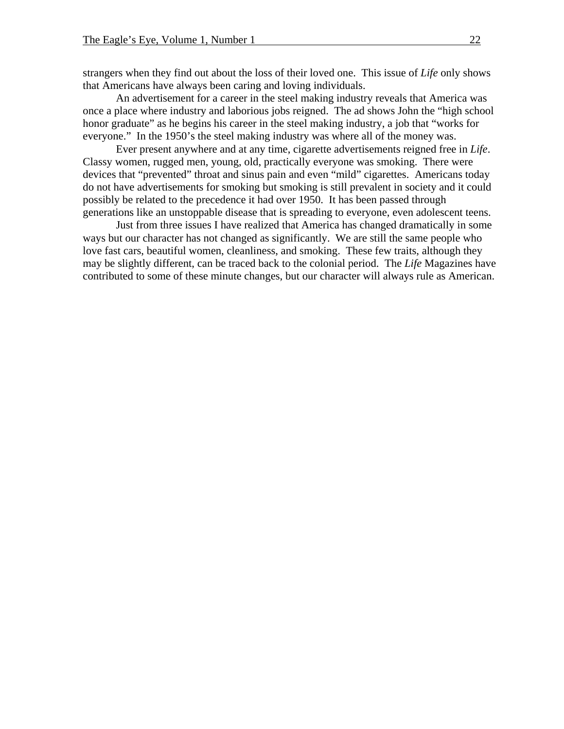strangers when they find out about the loss of their loved one. This issue of *Life* only shows that Americans have always been caring and loving individuals.

An advertisement for a career in the steel making industry reveals that America was once a place where industry and laborious jobs reigned. The ad shows John the "high school honor graduate" as he begins his career in the steel making industry, a job that "works for everyone." In the 1950's the steel making industry was where all of the money was.

Ever present anywhere and at any time, cigarette advertisements reigned free in *Life*. Classy women, rugged men, young, old, practically everyone was smoking. There were devices that "prevented" throat and sinus pain and even "mild" cigarettes. Americans today do not have advertisements for smoking but smoking is still prevalent in society and it could possibly be related to the precedence it had over 1950. It has been passed through generations like an unstoppable disease that is spreading to everyone, even adolescent teens.

Just from three issues I have realized that America has changed dramatically in some ways but our character has not changed as significantly. We are still the same people who love fast cars, beautiful women, cleanliness, and smoking. These few traits, although they may be slightly different, can be traced back to the colonial period. The *Life* Magazines have contributed to some of these minute changes, but our character will always rule as American.